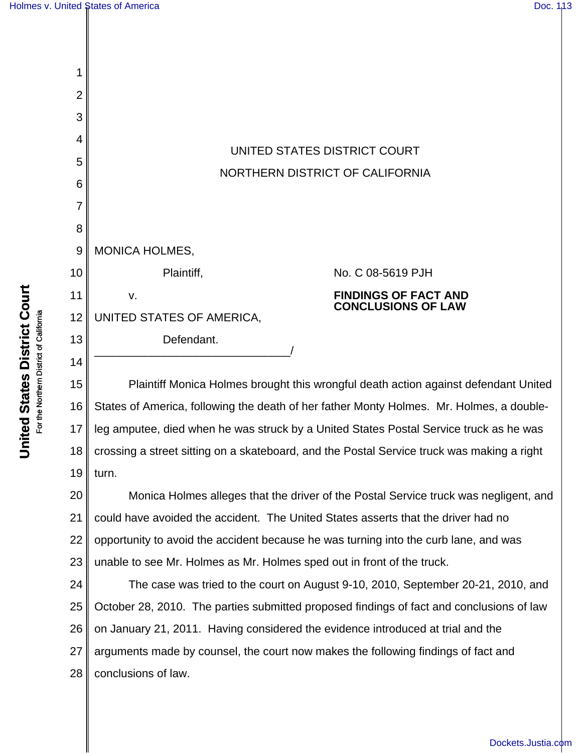UNITED STATES DISTRICT COURT

NORTHERN DISTRICT OF CALIFORNIA

MONICA HOLMES,

Plaintiff,

v.

UNITED STATES OF AMERICA,

Defendant.

_______________________________/

No. C 08-5619 PJH

**FINDINGS OF FACT AND CONCLUSIONS OF LAW**

Plaintiff Monica Holmes brought this wrongful death action against defendant United States of America, following the death of her father Monty Holmes. Mr. Holmes, a double-leg amputee, died when he was struck by a United States Postal Service truck as he was crossing a street sitting on a skateboard, and the Postal Service truck was making a right turn.

Monica Holmes alleges that the driver of the Postal Service truck was negligent, and could have avoided the accident. The United States asserts that the driver had no opportunity to avoid the accident because he was turning into the curb lane, and was unable to see Mr. Holmes as Mr. Holmes sped out in front of the truck.

The case was tried to the court on August 9-10, 2010, September 20-21, 2010, and October 28, 2010. The parties submitted proposed findings of fact and conclusions of law on January 21, 2011. Having considered the evidence introduced at trial and the arguments made by counsel, the court now makes the following findings of fact and conclusions of law.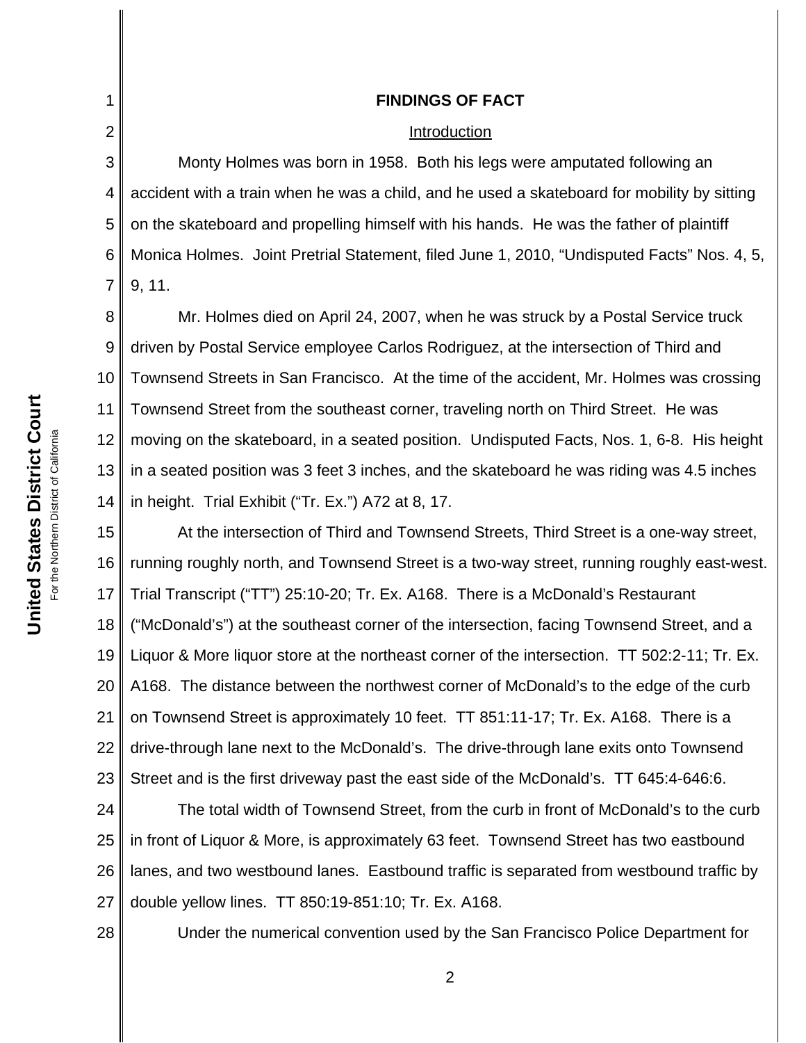# FINDINGS OF FACT

## Introduction

Monty Holmes was born in 1958. Both his legs were amputated following an accident with a train when he was a child, and he used a skateboard for mobility by sitting on the skateboard and propelling himself with his hands. He was the father of plaintiff Monica Holmes. Joint Pretrial Statement, filed June 1, 2010, "Undisputed Facts" Nos. 4, 5, 9, 11.

Mr. Holmes died on April 24, 2007, when he was struck by a Postal Service truck driven by Postal Service employee Carlos Rodriguez, at the intersection of Third and Townsend Streets in San Francisco. At the time of the accident, Mr. Holmes was crossing Townsend Street from the southeast corner, traveling north on Third Street. He was moving on the skateboard, in a seated position. Undisputed Facts, Nos. 1, 6-8. His height in a seated position was 3 feet 3 inches, and the skateboard he was riding was 4.5 inches in height. Trial Exhibit ("Tr. Ex.") A72 at 8, 17.

At the intersection of Third and Townsend Streets, Third Street is a one-way street, running roughly north, and Townsend Street is a two-way street, running roughly east-west. Trial Transcript ("TT") 25:10-20; Tr. Ex. A168. There is a McDonald's Restaurant ("McDonald's") at the southeast corner of the intersection, facing Townsend Street, and a Liquor & More liquor store at the northeast corner of the intersection. TT 502:2-11; Tr. Ex. A168. The distance between the northwest corner of McDonald's to the edge of the curb on Townsend Street is approximately 10 feet. TT 851:11-17; Tr. Ex. A168. There is a drive-through lane next to the McDonald's. The drive-through lane exits onto Townsend Street and is the first driveway past the east side of the McDonald's. TT 645:4-646:6.

The total width of Townsend Street, from the curb in front of McDonald's to the curb in front of Liquor & More, is approximately 63 feet. Townsend Street has two eastbound lanes, and two westbound lanes. Eastbound traffic is separated from westbound traffic by double yellow lines. TT 850:19-851:10; Tr. Ex. A168.

Under the numerical convention used by the San Francisco Police Department for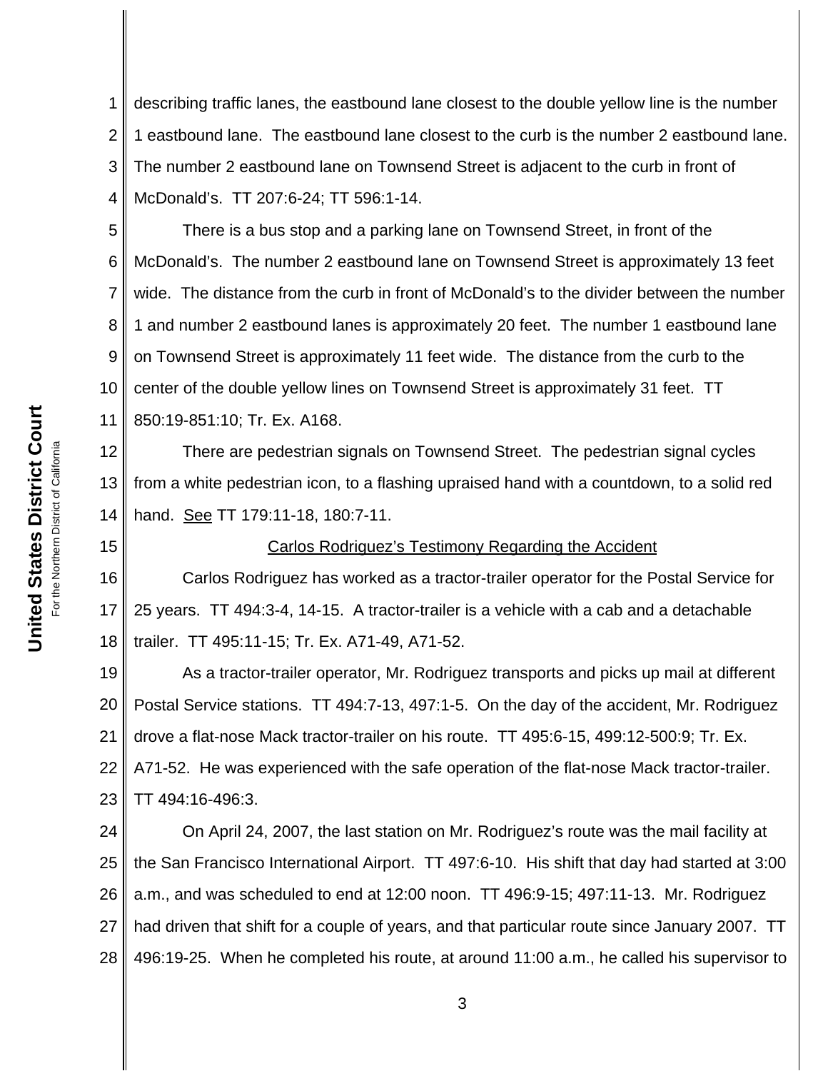describing traffic lanes, the eastbound lane closest to the double yellow line is the number 1 eastbound lane. The eastbound lane closest to the curb is the number 2 eastbound lane. The number 2 eastbound lane on Townsend Street is adjacent to the curb in front of McDonald's. TT 207:6-24; TT 596:1-14.

There is a bus stop and a parking lane on Townsend Street, in front of the McDonald's. The number 2 eastbound lane on Townsend Street is approximately 13 feet wide. The distance from the curb in front of McDonald's to the divider between the number 1 and number 2 eastbound lanes is approximately 20 feet. The number 1 eastbound lane on Townsend Street is approximately 11 feet wide. The distance from the curb to the center of the double yellow lines on Townsend Street is approximately 31 feet. TT 850:19-851:10; Tr. Ex. A168.

There are pedestrian signals on Townsend Street. The pedestrian signal cycles from a white pedestrian icon, to a flashing upraised hand with a countdown, to a solid red hand. See TT 179:11-18, 180:7-11.

Carlos Rodriguez's Testimony Regarding the Accident

Carlos Rodriguez has worked as a tractor-trailer operator for the Postal Service for 25 years. TT 494:3-4, 14-15. A tractor-trailer is a vehicle with a cab and a detachable trailer. TT 495:11-15; Tr. Ex. A71-49, A71-52.

As a tractor-trailer operator, Mr. Rodriguez transports and picks up mail at different Postal Service stations. TT 494:7-13, 497:1-5. On the day of the accident, Mr. Rodriguez drove a flat-nose Mack tractor-trailer on his route. TT 495:6-15, 499:12-500:9; Tr. Ex. A71-52. He was experienced with the safe operation of the flat-nose Mack tractor-trailer. TT 494:16-496:3.

On April 24, 2007, the last station on Mr. Rodriguez's route was the mail facility at the San Francisco International Airport. TT 497:6-10. His shift that day had started at 3:00 a.m., and was scheduled to end at 12:00 noon. TT 496:9-15; 497:11-13. Mr. Rodriguez had driven that shift for a couple of years, and that particular route since January 2007. TT 496:19-25. When he completed his route, at around 11:00 a.m., he called his supervisor to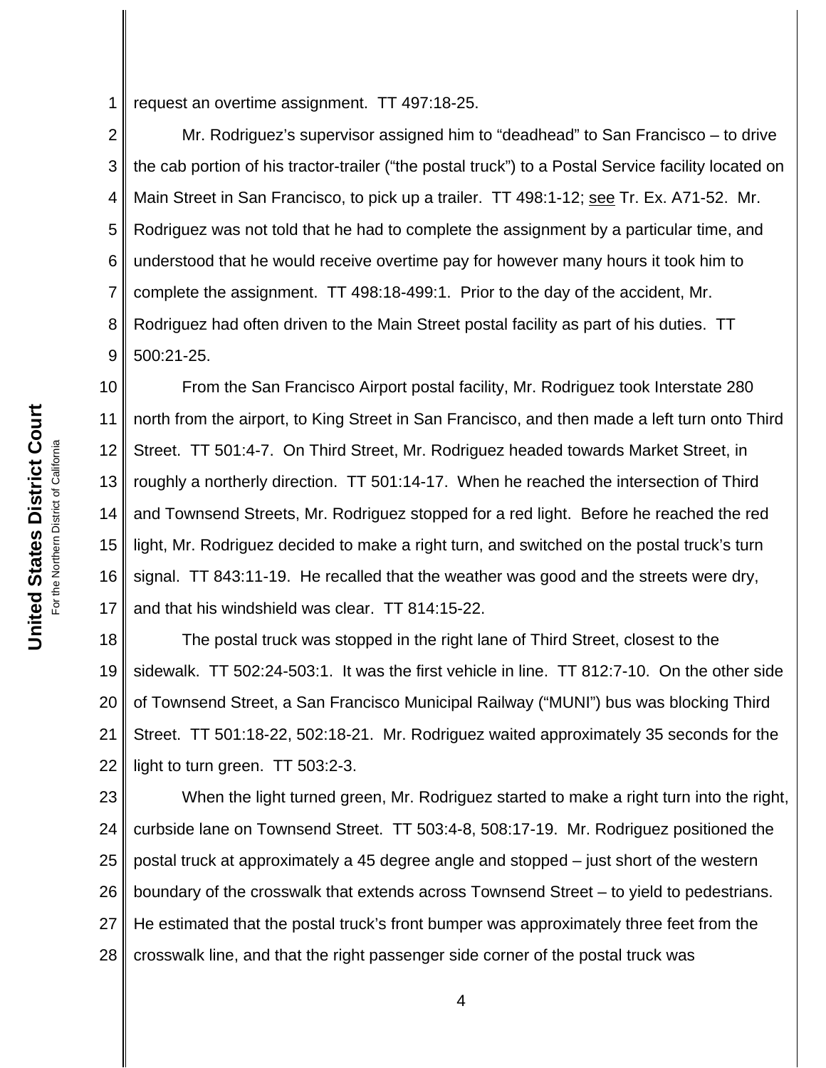request an overtime assignment. TT 497:18-25.

Mr. Rodriguez's supervisor assigned him to "deadhead" to San Francisco – to drive the cab portion of his tractor-trailer ("the postal truck") to a Postal Service facility located on Main Street in San Francisco, to pick up a trailer. TT 498:1-12; see Tr. Ex. A71-52. Mr. Rodriguez was not told that he had to complete the assignment by a particular time, and understood that he would receive overtime pay for however many hours it took him to complete the assignment. TT 498:18-499:1. Prior to the day of the accident, Mr. Rodriguez had often driven to the Main Street postal facility as part of his duties. TT 500:21-25.

From the San Francisco Airport postal facility, Mr. Rodriguez took Interstate 280 north from the airport, to King Street in San Francisco, and then made a left turn onto Third Street. TT 501:4-7. On Third Street, Mr. Rodriguez headed towards Market Street, in roughly a northerly direction. TT 501:14-17. When he reached the intersection of Third and Townsend Streets, Mr. Rodriguez stopped for a red light. Before he reached the red light, Mr. Rodriguez decided to make a right turn, and switched on the postal truck's turn signal. TT 843:11-19. He recalled that the weather was good and the streets were dry, and that his windshield was clear. TT 814:15-22.

The postal truck was stopped in the right lane of Third Street, closest to the sidewalk. TT 502:24-503:1. It was the first vehicle in line. TT 812:7-10. On the other side of Townsend Street, a San Francisco Municipal Railway ("MUNI") bus was blocking Third Street. TT 501:18-22, 502:18-21. Mr. Rodriguez waited approximately 35 seconds for the light to turn green. TT 503:2-3.

When the light turned green, Mr. Rodriguez started to make a right turn into the right, curbside lane on Townsend Street. TT 503:4-8, 508:17-19. Mr. Rodriguez positioned the postal truck at approximately a 45 degree angle and stopped – just short of the western boundary of the crosswalk that extends across Townsend Street – to yield to pedestrians. He estimated that the postal truck's front bumper was approximately three feet from the crosswalk line, and that the right passenger side corner of the postal truck was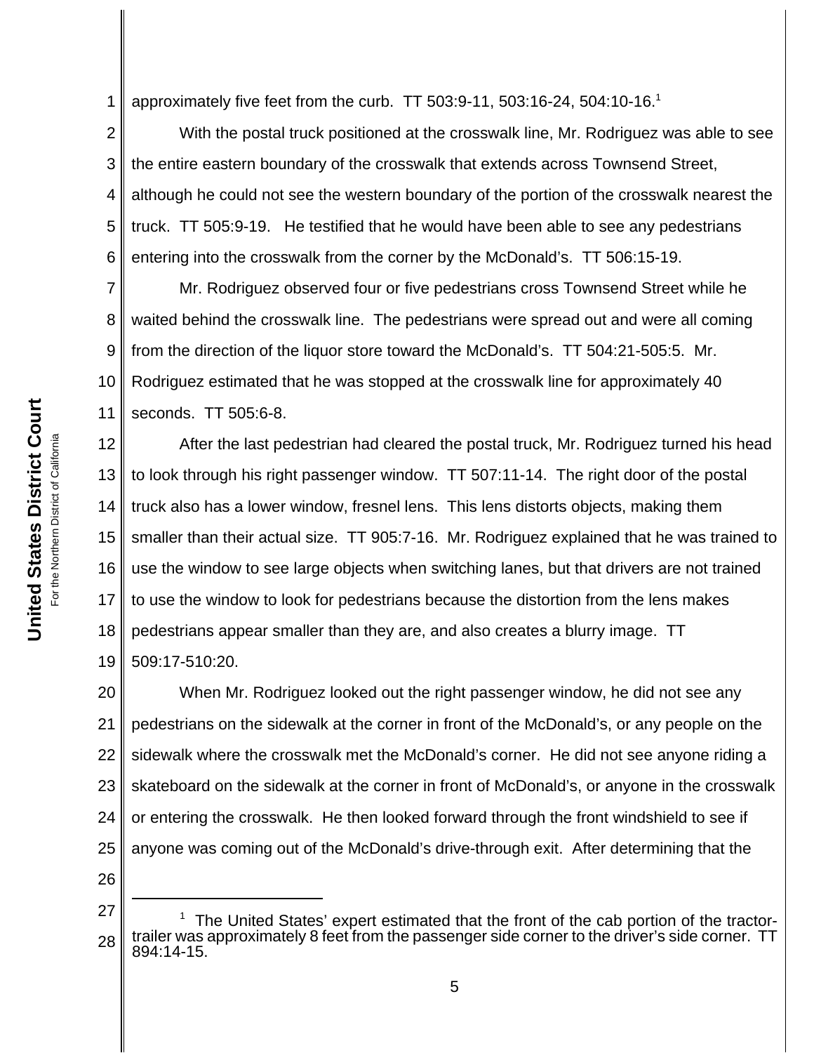approximately five feet from the curb. TT 503:9-11, 503:16-24, 504:10-16.[1]

With the postal truck positioned at the crosswalk line, Mr. Rodriguez was able to see the entire eastern boundary of the crosswalk that extends across Townsend Street, although he could not see the western boundary of the portion of the crosswalk nearest the truck. TT 505:9-19. He testified that he would have been able to see any pedestrians entering into the crosswalk from the corner by the McDonald's. TT 506:15-19.

Mr. Rodriguez observed four or five pedestrians cross Townsend Street while he waited behind the crosswalk line. The pedestrians were spread out and were all coming from the direction of the liquor store toward the McDonald's. TT 504:21-505:5. Mr. Rodriguez estimated that he was stopped at the crosswalk line for approximately 40 seconds. TT 505:6-8.

After the last pedestrian had cleared the postal truck, Mr. Rodriguez turned his head to look through his right passenger window. TT 507:11-14. The right door of the postal truck also has a lower window, fresnel lens. This lens distorts objects, making them smaller than their actual size. TT 905:7-16. Mr. Rodriguez explained that he was trained to use the window to see large objects when switching lanes, but that drivers are not trained to use the window to look for pedestrians because the distortion from the lens makes pedestrians appear smaller than they are, and also creates a blurry image. TT 509:17-510:20.

When Mr. Rodriguez looked out the right passenger window, he did not see any pedestrians on the sidewalk at the corner in front of the McDonald's, or any people on the sidewalk where the crosswalk met the McDonald's corner. He did not see anyone riding a skateboard on the sidewalk at the corner in front of McDonald's, or anyone in the crosswalk or entering the crosswalk. He then looked forward through the front windshield to see if anyone was coming out of the McDonald's drive-through exit. After determining that the

---

[1] The United States' expert estimated that the front of the cab portion of the tractor-trailer was approximately 8 feet from the passenger side corner to the driver's side corner. TT 894:14-15.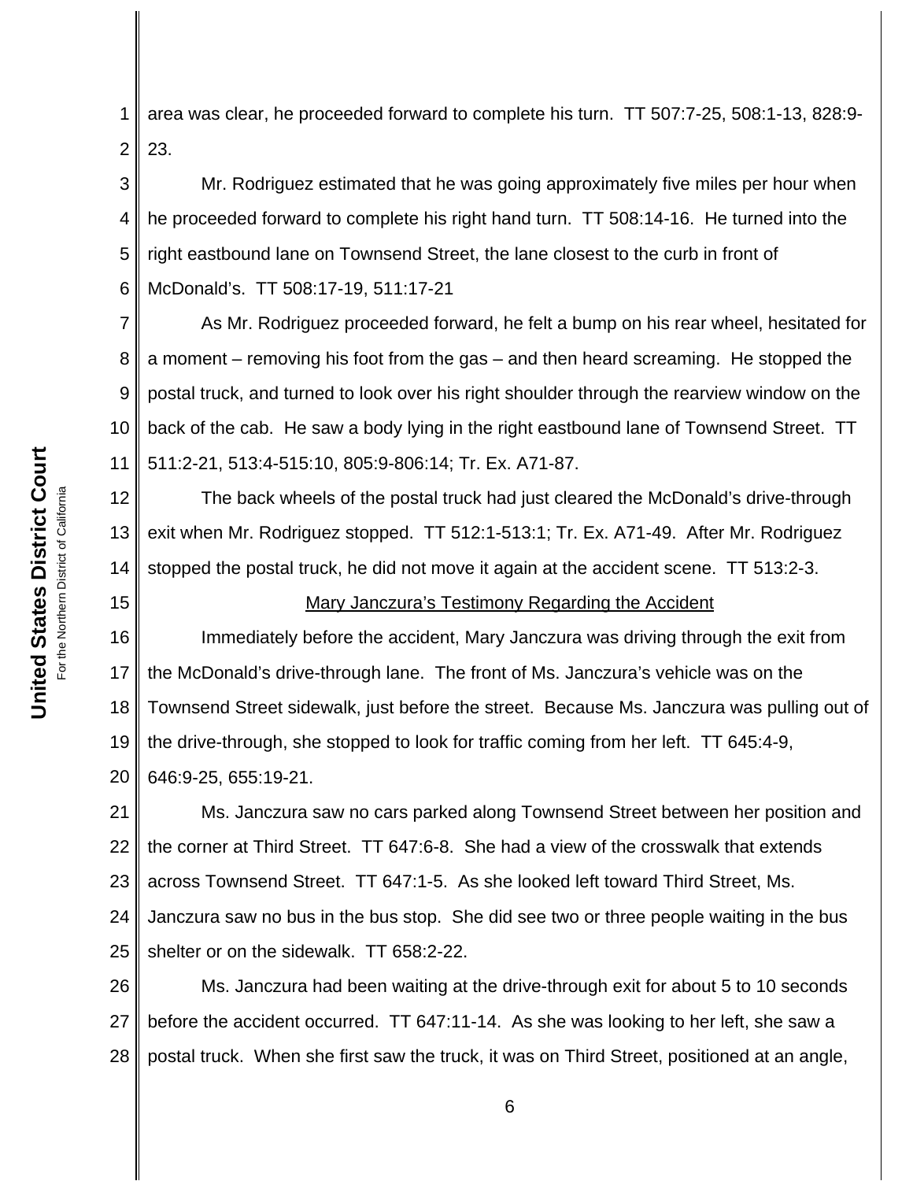area was clear, he proceeded forward to complete his turn. TT 507:7-25, 508:1-13, 828:9-23.

Mr. Rodriguez estimated that he was going approximately five miles per hour when he proceeded forward to complete his right hand turn. TT 508:14-16. He turned into the right eastbound lane on Townsend Street, the lane closest to the curb in front of McDonald's. TT 508:17-19, 511:17-21

As Mr. Rodriguez proceeded forward, he felt a bump on his rear wheel, hesitated for a moment – removing his foot from the gas – and then heard screaming. He stopped the postal truck, and turned to look over his right shoulder through the rearview window on the back of the cab. He saw a body lying in the right eastbound lane of Townsend Street. TT 511:2-21, 513:4-515:10, 805:9-806:14; Tr. Ex. A71-87.

The back wheels of the postal truck had just cleared the McDonald's drive-through exit when Mr. Rodriguez stopped. TT 512:1-513:1; Tr. Ex. A71-49. After Mr. Rodriguez stopped the postal truck, he did not move it again at the accident scene. TT 513:2-3.

<u>Mary Janczura's Testimony Regarding the Accident</u>

Immediately before the accident, Mary Janczura was driving through the exit from the McDonald's drive-through lane. The front of Ms. Janczura's vehicle was on the Townsend Street sidewalk, just before the street. Because Ms. Janczura was pulling out of the drive-through, she stopped to look for traffic coming from her left. TT 645:4-9, 646:9-25, 655:19-21.

Ms. Janczura saw no cars parked along Townsend Street between her position and the corner at Third Street. TT 647:6-8. She had a view of the crosswalk that extends across Townsend Street. TT 647:1-5. As she looked left toward Third Street, Ms. Janczura saw no bus in the bus stop. She did see two or three people waiting in the bus shelter or on the sidewalk. TT 658:2-22.

Ms. Janczura had been waiting at the drive-through exit for about 5 to 10 seconds before the accident occurred. TT 647:11-14. As she was looking to her left, she saw a postal truck. When she first saw the truck, it was on Third Street, positioned at an angle,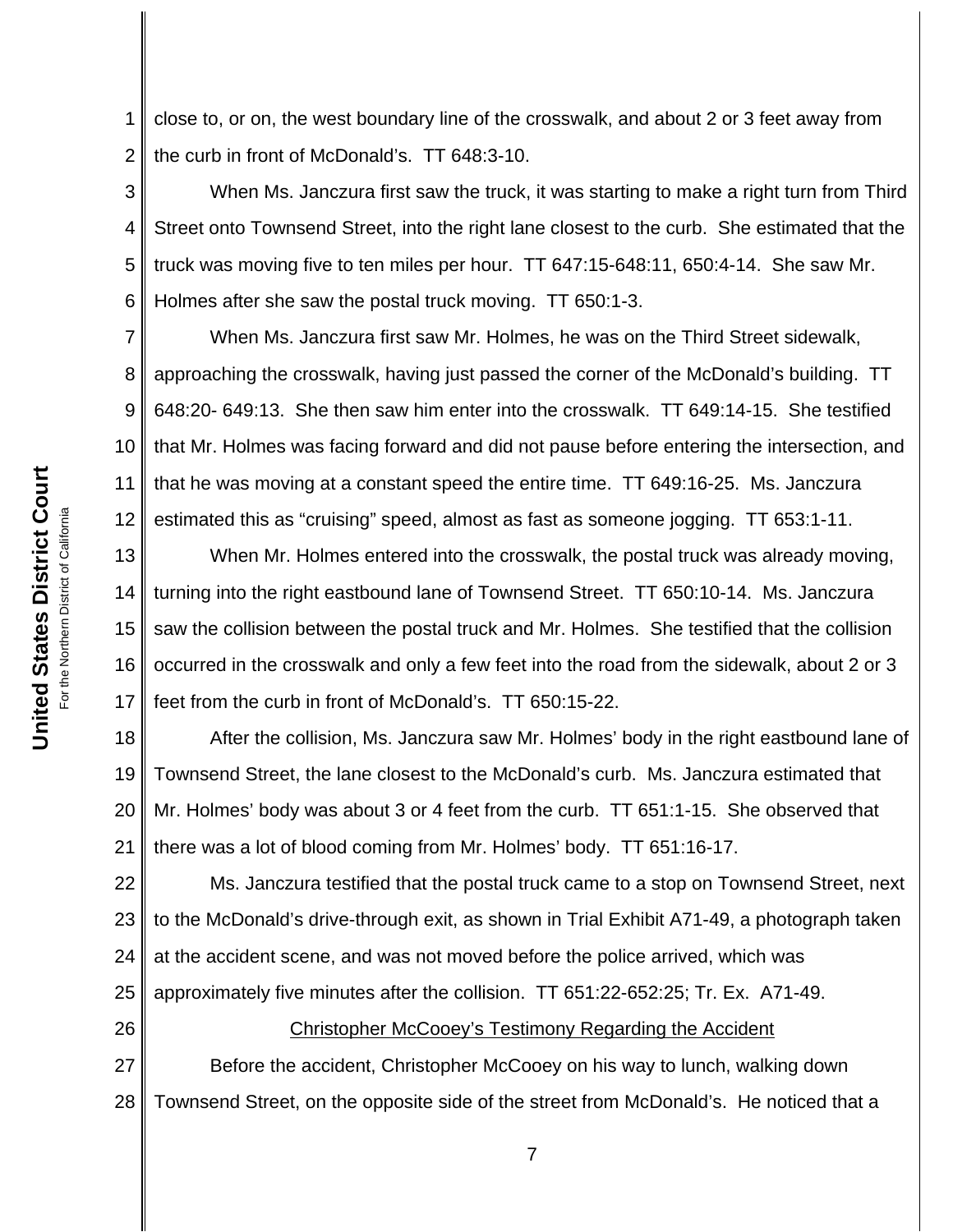close to, or on, the west boundary line of the crosswalk, and about 2 or 3 feet away from the curb in front of McDonald's. TT 648:3-10.

When Ms. Janczura first saw the truck, it was starting to make a right turn from Third Street onto Townsend Street, into the right lane closest to the curb. She estimated that the truck was moving five to ten miles per hour. TT 647:15-648:11, 650:4-14. She saw Mr. Holmes after she saw the postal truck moving. TT 650:1-3.

When Ms. Janczura first saw Mr. Holmes, he was on the Third Street sidewalk, approaching the crosswalk, having just passed the corner of the McDonald's building. TT 648:20- 649:13. She then saw him enter into the crosswalk. TT 649:14-15. She testified that Mr. Holmes was facing forward and did not pause before entering the intersection, and that he was moving at a constant speed the entire time. TT 649:16-25. Ms. Janczura estimated this as "cruising" speed, almost as fast as someone jogging. TT 653:1-11.

When Mr. Holmes entered into the crosswalk, the postal truck was already moving, turning into the right eastbound lane of Townsend Street. TT 650:10-14. Ms. Janczura saw the collision between the postal truck and Mr. Holmes. She testified that the collision occurred in the crosswalk and only a few feet into the road from the sidewalk, about 2 or 3 feet from the curb in front of McDonald's. TT 650:15-22.

After the collision, Ms. Janczura saw Mr. Holmes' body in the right eastbound lane of Townsend Street, the lane closest to the McDonald's curb. Ms. Janczura estimated that Mr. Holmes' body was about 3 or 4 feet from the curb. TT 651:1-15. She observed that there was a lot of blood coming from Mr. Holmes' body. TT 651:16-17.

Ms. Janczura testified that the postal truck came to a stop on Townsend Street, next to the McDonald's drive-through exit, as shown in Trial Exhibit A71-49, a photograph taken at the accident scene, and was not moved before the police arrived, which was approximately five minutes after the collision. TT 651:22-652:25; Tr. Ex. A71-49.

<u>Christopher McCooey's Testimony Regarding the Accident</u>

Before the accident, Christopher McCooey on his way to lunch, walking down Townsend Street, on the opposite side of the street from McDonald's. He noticed that a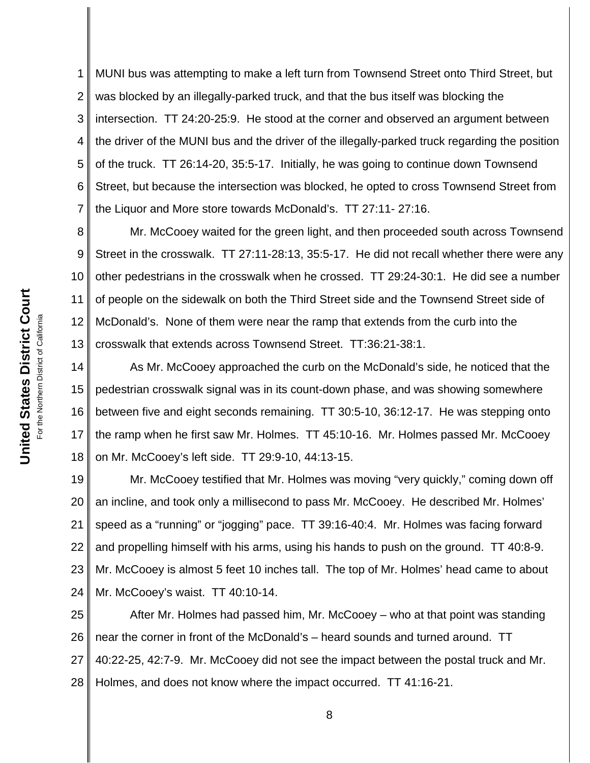MUNI bus was attempting to make a left turn from Townsend Street onto Third Street, but was blocked by an illegally-parked truck, and that the bus itself was blocking the intersection. TT 24:20-25:9. He stood at the corner and observed an argument between the driver of the MUNI bus and the driver of the illegally-parked truck regarding the position of the truck. TT 26:14-20, 35:5-17. Initially, he was going to continue down Townsend Street, but because the intersection was blocked, he opted to cross Townsend Street from the Liquor and More store towards McDonald's. TT 27:11- 27:16.

Mr. McCooey waited for the green light, and then proceeded south across Townsend Street in the crosswalk. TT 27:11-28:13, 35:5-17. He did not recall whether there were any other pedestrians in the crosswalk when he crossed. TT 29:24-30:1. He did see a number of people on the sidewalk on both the Third Street side and the Townsend Street side of McDonald's. None of them were near the ramp that extends from the curb into the crosswalk that extends across Townsend Street. TT:36:21-38:1.

As Mr. McCooey approached the curb on the McDonald's side, he noticed that the pedestrian crosswalk signal was in its count-down phase, and was showing somewhere between five and eight seconds remaining. TT 30:5-10, 36:12-17. He was stepping onto the ramp when he first saw Mr. Holmes. TT 45:10-16. Mr. Holmes passed Mr. McCooey on Mr. McCooey's left side. TT 29:9-10, 44:13-15.

Mr. McCooey testified that Mr. Holmes was moving "very quickly," coming down off an incline, and took only a millisecond to pass Mr. McCooey. He described Mr. Holmes' speed as a "running" or "jogging" pace. TT 39:16-40:4. Mr. Holmes was facing forward and propelling himself with his arms, using his hands to push on the ground. TT 40:8-9. Mr. McCooey is almost 5 feet 10 inches tall. The top of Mr. Holmes' head came to about Mr. McCooey's waist. TT 40:10-14.

After Mr. Holmes had passed him, Mr. McCooey – who at that point was standing near the corner in front of the McDonald's – heard sounds and turned around. TT 40:22-25, 42:7-9. Mr. McCooey did not see the impact between the postal truck and Mr. Holmes, and does not know where the impact occurred. TT 41:16-21.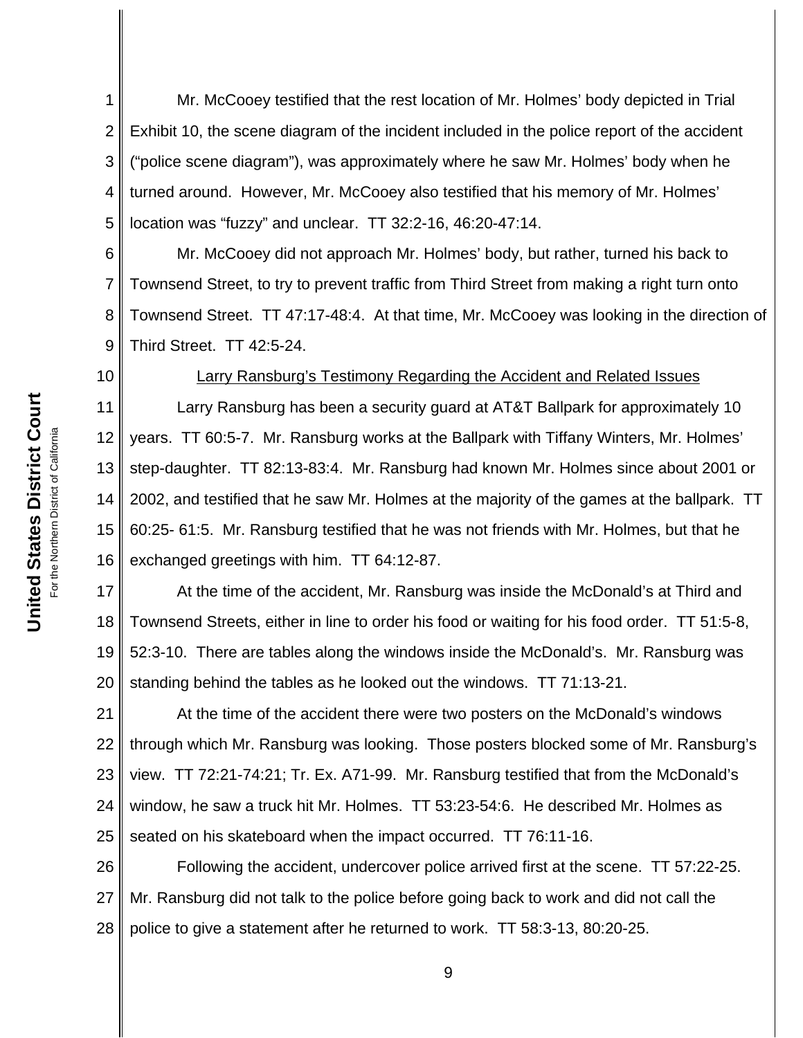Mr. McCooey testified that the rest location of Mr. Holmes' body depicted in Trial Exhibit 10, the scene diagram of the incident included in the police report of the accident ("police scene diagram"), was approximately where he saw Mr. Holmes' body when he turned around. However, Mr. McCooey also testified that his memory of Mr. Holmes' location was "fuzzy" and unclear. TT 32:2-16, 46:20-47:14.

Mr. McCooey did not approach Mr. Holmes' body, but rather, turned his back to Townsend Street, to try to prevent traffic from Third Street from making a right turn onto Townsend Street. TT 47:17-48:4. At that time, Mr. McCooey was looking in the direction of Third Street. TT 42:5-24.

<u>Larry Ransburg's Testimony Regarding the Accident and Related Issues</u>

Larry Ransburg has been a security guard at AT&T Ballpark for approximately 10 years. TT 60:5-7. Mr. Ransburg works at the Ballpark with Tiffany Winters, Mr. Holmes' step-daughter. TT 82:13-83:4. Mr. Ransburg had known Mr. Holmes since about 2001 or 2002, and testified that he saw Mr. Holmes at the majority of the games at the ballpark. TT 60:25- 61:5. Mr. Ransburg testified that he was not friends with Mr. Holmes, but that he exchanged greetings with him. TT 64:12-87.

At the time of the accident, Mr. Ransburg was inside the McDonald's at Third and Townsend Streets, either in line to order his food or waiting for his food order. TT 51:5-8, 52:3-10. There are tables along the windows inside the McDonald's. Mr. Ransburg was standing behind the tables as he looked out the windows. TT 71:13-21.

At the time of the accident there were two posters on the McDonald's windows through which Mr. Ransburg was looking. Those posters blocked some of Mr. Ransburg's view. TT 72:21-74:21; Tr. Ex. A71-99. Mr. Ransburg testified that from the McDonald's window, he saw a truck hit Mr. Holmes. TT 53:23-54:6. He described Mr. Holmes as seated on his skateboard when the impact occurred. TT 76:11-16.

Following the accident, undercover police arrived first at the scene. TT 57:22-25. Mr. Ransburg did not talk to the police before going back to work and did not call the police to give a statement after he returned to work. TT 58:3-13, 80:20-25.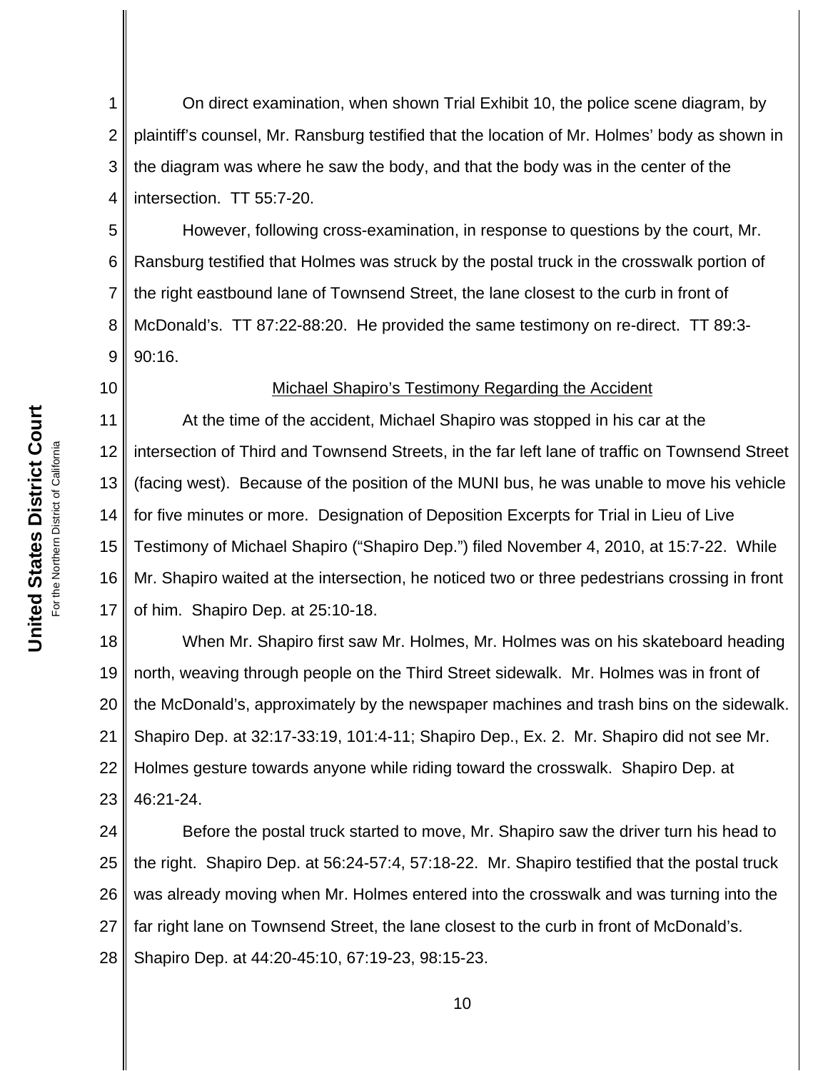On direct examination, when shown Trial Exhibit 10, the police scene diagram, by plaintiff's counsel, Mr. Ransburg testified that the location of Mr. Holmes' body as shown in the diagram was where he saw the body, and that the body was in the center of the intersection. TT 55:7-20.

However, following cross-examination, in response to questions by the court, Mr. Ransburg testified that Holmes was struck by the postal truck in the crosswalk portion of the right eastbound lane of Townsend Street, the lane closest to the curb in front of McDonald's. TT 87:22-88:20. He provided the same testimony on re-direct. TT 89:3-90:16.

Michael Shapiro's Testimony Regarding the Accident

At the time of the accident, Michael Shapiro was stopped in his car at the intersection of Third and Townsend Streets, in the far left lane of traffic on Townsend Street (facing west). Because of the position of the MUNI bus, he was unable to move his vehicle for five minutes or more. Designation of Deposition Excerpts for Trial in Lieu of Live Testimony of Michael Shapiro ("Shapiro Dep.") filed November 4, 2010, at 15:7-22. While Mr. Shapiro waited at the intersection, he noticed two or three pedestrians crossing in front of him. Shapiro Dep. at 25:10-18.

When Mr. Shapiro first saw Mr. Holmes, Mr. Holmes was on his skateboard heading north, weaving through people on the Third Street sidewalk. Mr. Holmes was in front of the McDonald's, approximately by the newspaper machines and trash bins on the sidewalk. Shapiro Dep. at 32:17-33:19, 101:4-11; Shapiro Dep., Ex. 2. Mr. Shapiro did not see Mr. Holmes gesture towards anyone while riding toward the crosswalk. Shapiro Dep. at 46:21-24.

Before the postal truck started to move, Mr. Shapiro saw the driver turn his head to the right. Shapiro Dep. at 56:24-57:4, 57:18-22. Mr. Shapiro testified that the postal truck was already moving when Mr. Holmes entered into the crosswalk and was turning into the far right lane on Townsend Street, the lane closest to the curb in front of McDonald's. Shapiro Dep. at 44:20-45:10, 67:19-23, 98:15-23.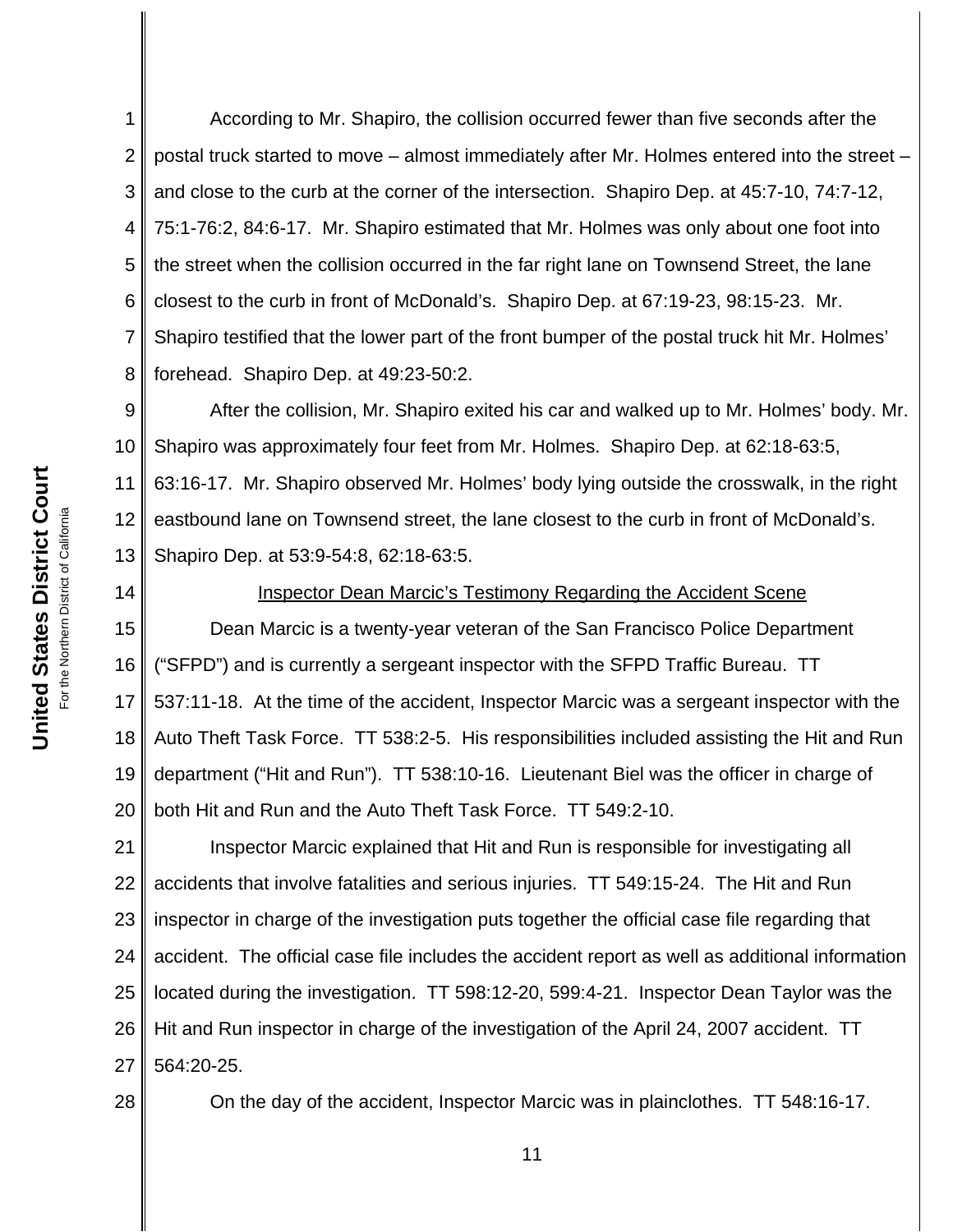According to Mr. Shapiro, the collision occurred fewer than five seconds after the postal truck started to move – almost immediately after Mr. Holmes entered into the street – and close to the curb at the corner of the intersection. Shapiro Dep. at 45:7-10, 74:7-12, 75:1-76:2, 84:6-17. Mr. Shapiro estimated that Mr. Holmes was only about one foot into the street when the collision occurred in the far right lane on Townsend Street, the lane closest to the curb in front of McDonald's. Shapiro Dep. at 67:19-23, 98:15-23. Mr. Shapiro testified that the lower part of the front bumper of the postal truck hit Mr. Holmes' forehead. Shapiro Dep. at 49:23-50:2.

After the collision, Mr. Shapiro exited his car and walked up to Mr. Holmes' body. Mr. Shapiro was approximately four feet from Mr. Holmes. Shapiro Dep. at 62:18-63:5, 63:16-17. Mr. Shapiro observed Mr. Holmes' body lying outside the crosswalk, in the right eastbound lane on Townsend street, the lane closest to the curb in front of McDonald's. Shapiro Dep. at 53:9-54:8, 62:18-63:5.

<u>Inspector Dean Marcic's Testimony Regarding the Accident Scene</u>

Dean Marcic is a twenty-year veteran of the San Francisco Police Department ("SFPD") and is currently a sergeant inspector with the SFPD Traffic Bureau. TT 537:11-18. At the time of the accident, Inspector Marcic was a sergeant inspector with the Auto Theft Task Force. TT 538:2-5. His responsibilities included assisting the Hit and Run department ("Hit and Run"). TT 538:10-16. Lieutenant Biel was the officer in charge of both Hit and Run and the Auto Theft Task Force. TT 549:2-10.

Inspector Marcic explained that Hit and Run is responsible for investigating all accidents that involve fatalities and serious injuries. TT 549:15-24. The Hit and Run inspector in charge of the investigation puts together the official case file regarding that accident. The official case file includes the accident report as well as additional information located during the investigation. TT 598:12-20, 599:4-21. Inspector Dean Taylor was the Hit and Run inspector in charge of the investigation of the April 24, 2007 accident. TT 564:20-25.

On the day of the accident, Inspector Marcic was in plainclothes. TT 548:16-17.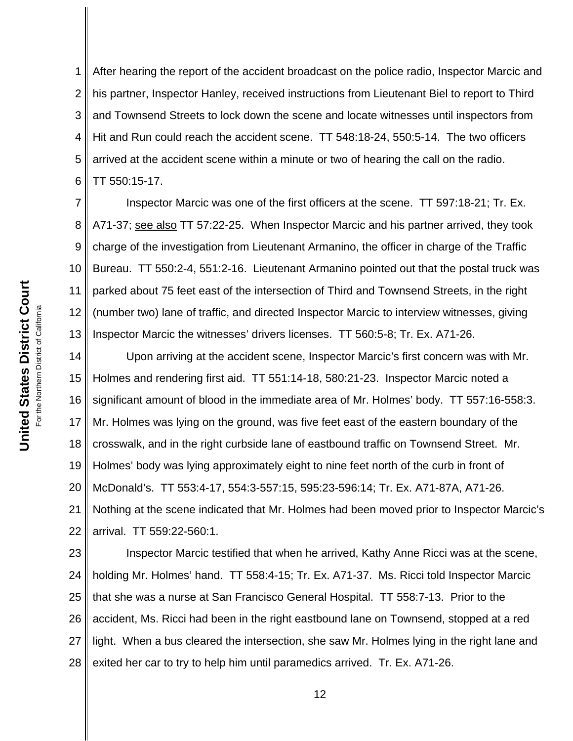After hearing the report of the accident broadcast on the police radio, Inspector Marcic and his partner, Inspector Hanley, received instructions from Lieutenant Biel to report to Third and Townsend Streets to lock down the scene and locate witnesses until inspectors from Hit and Run could reach the accident scene. TT 548:18-24, 550:5-14. The two officers arrived at the accident scene within a minute or two of hearing the call on the radio. TT 550:15-17.

Inspector Marcic was one of the first officers at the scene. TT 597:18-21; Tr. Ex. A71-37; see also TT 57:22-25. When Inspector Marcic and his partner arrived, they took charge of the investigation from Lieutenant Armanino, the officer in charge of the Traffic Bureau. TT 550:2-4, 551:2-16. Lieutenant Armanino pointed out that the postal truck was parked about 75 feet east of the intersection of Third and Townsend Streets, in the right (number two) lane of traffic, and directed Inspector Marcic to interview witnesses, giving Inspector Marcic the witnesses' drivers licenses. TT 560:5-8; Tr. Ex. A71-26.

Upon arriving at the accident scene, Inspector Marcic's first concern was with Mr. Holmes and rendering first aid. TT 551:14-18, 580:21-23. Inspector Marcic noted a significant amount of blood in the immediate area of Mr. Holmes' body. TT 557:16-558:3. Mr. Holmes was lying on the ground, was five feet east of the eastern boundary of the crosswalk, and in the right curbside lane of eastbound traffic on Townsend Street. Mr. Holmes' body was lying approximately eight to nine feet north of the curb in front of McDonald's. TT 553:4-17, 554:3-557:15, 595:23-596:14; Tr. Ex. A71-87A, A71-26. Nothing at the scene indicated that Mr. Holmes had been moved prior to Inspector Marcic's arrival. TT 559:22-560:1.

Inspector Marcic testified that when he arrived, Kathy Anne Ricci was at the scene, holding Mr. Holmes' hand. TT 558:4-15; Tr. Ex. A71-37. Ms. Ricci told Inspector Marcic that she was a nurse at San Francisco General Hospital. TT 558:7-13. Prior to the accident, Ms. Ricci had been in the right eastbound lane on Townsend, stopped at a red light. When a bus cleared the intersection, she saw Mr. Holmes lying in the right lane and exited her car to try to help him until paramedics arrived. Tr. Ex. A71-26.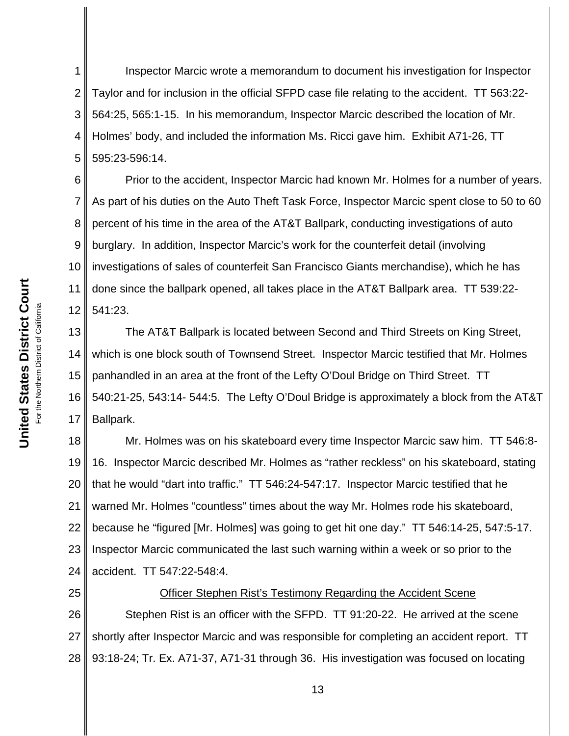Inspector Marcic wrote a memorandum to document his investigation for Inspector Taylor and for inclusion in the official SFPD case file relating to the accident. TT 563:22-564:25, 565:1-15. In his memorandum, Inspector Marcic described the location of Mr. Holmes' body, and included the information Ms. Ricci gave him. Exhibit A71-26, TT 595:23-596:14.

Prior to the accident, Inspector Marcic had known Mr. Holmes for a number of years. As part of his duties on the Auto Theft Task Force, Inspector Marcic spent close to 50 to 60 percent of his time in the area of the AT&T Ballpark, conducting investigations of auto burglary. In addition, Inspector Marcic's work for the counterfeit detail (involving investigations of sales of counterfeit San Francisco Giants merchandise), which he has done since the ballpark opened, all takes place in the AT&T Ballpark area. TT 539:22-541:23.

The AT&T Ballpark is located between Second and Third Streets on King Street, which is one block south of Townsend Street. Inspector Marcic testified that Mr. Holmes panhandled in an area at the front of the Lefty O'Doul Bridge on Third Street. TT 540:21-25, 543:14- 544:5. The Lefty O'Doul Bridge is approximately a block from the AT&T Ballpark.

Mr. Holmes was on his skateboard every time Inspector Marcic saw him. TT 546:8-16. Inspector Marcic described Mr. Holmes as "rather reckless" on his skateboard, stating that he would "dart into traffic." TT 546:24-547:17. Inspector Marcic testified that he warned Mr. Holmes "countless" times about the way Mr. Holmes rode his skateboard, because he "figured [Mr. Holmes] was going to get hit one day." TT 546:14-25, 547:5-17. Inspector Marcic communicated the last such warning within a week or so prior to the accident. TT 547:22-548:4.

Officer Stephen Rist's Testimony Regarding the Accident Scene

Stephen Rist is an officer with the SFPD. TT 91:20-22. He arrived at the scene shortly after Inspector Marcic and was responsible for completing an accident report. TT 93:18-24; Tr. Ex. A71-37, A71-31 through 36. His investigation was focused on locating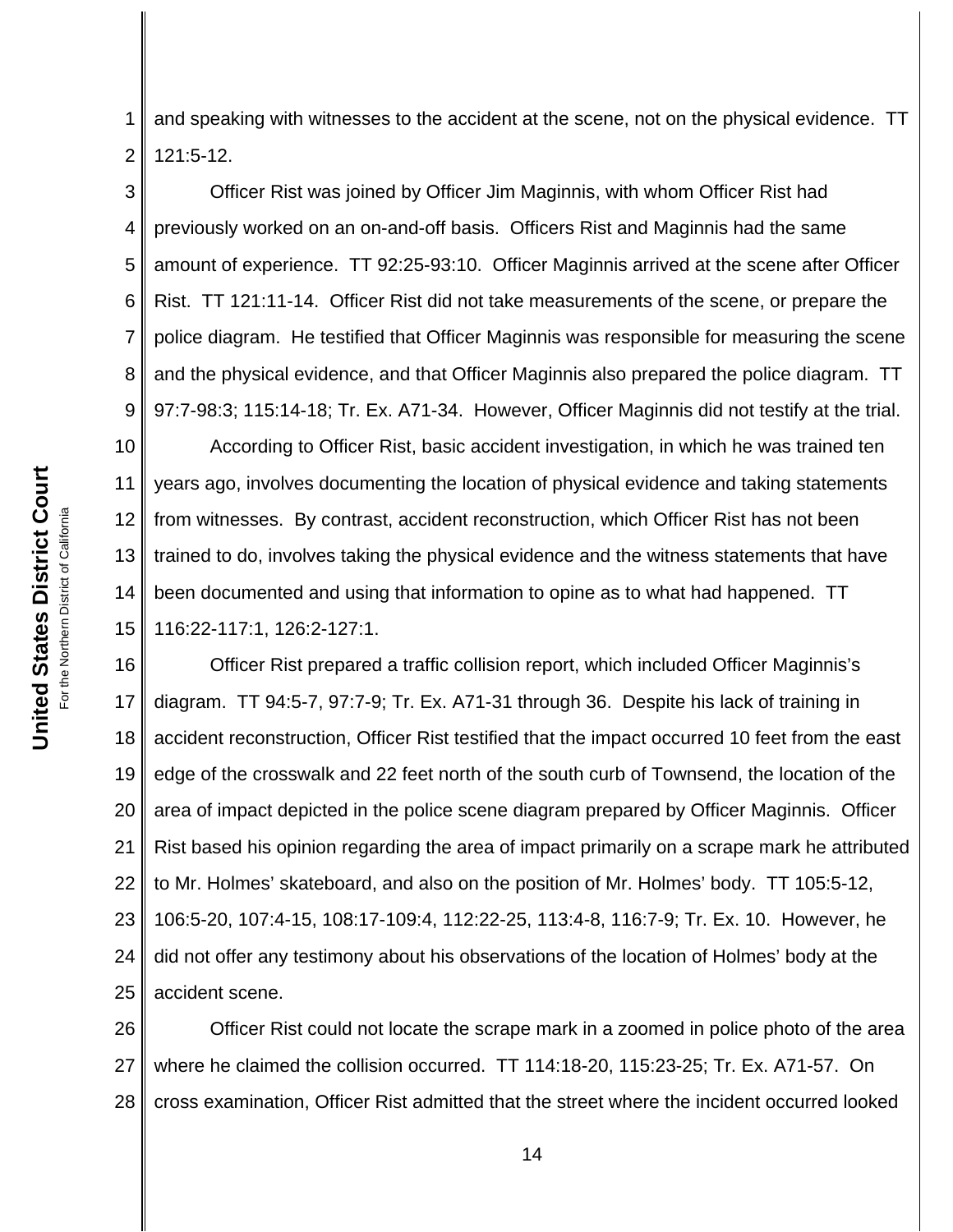and speaking with witnesses to the accident at the scene, not on the physical evidence. TT 121:5-12.

Officer Rist was joined by Officer Jim Maginnis, with whom Officer Rist had previously worked on an on-and-off basis. Officers Rist and Maginnis had the same amount of experience. TT 92:25-93:10. Officer Maginnis arrived at the scene after Officer Rist. TT 121:11-14. Officer Rist did not take measurements of the scene, or prepare the police diagram. He testified that Officer Maginnis was responsible for measuring the scene and the physical evidence, and that Officer Maginnis also prepared the police diagram. TT 97:7-98:3; 115:14-18; Tr. Ex. A71-34. However, Officer Maginnis did not testify at the trial.

According to Officer Rist, basic accident investigation, in which he was trained ten years ago, involves documenting the location of physical evidence and taking statements from witnesses. By contrast, accident reconstruction, which Officer Rist has not been trained to do, involves taking the physical evidence and the witness statements that have been documented and using that information to opine as to what had happened. TT 116:22-117:1, 126:2-127:1.

Officer Rist prepared a traffic collision report, which included Officer Maginnis's diagram. TT 94:5-7, 97:7-9; Tr. Ex. A71-31 through 36. Despite his lack of training in accident reconstruction, Officer Rist testified that the impact occurred 10 feet from the east edge of the crosswalk and 22 feet north of the south curb of Townsend, the location of the area of impact depicted in the police scene diagram prepared by Officer Maginnis. Officer Rist based his opinion regarding the area of impact primarily on a scrape mark he attributed to Mr. Holmes' skateboard, and also on the position of Mr. Holmes' body. TT 105:5-12, 106:5-20, 107:4-15, 108:17-109:4, 112:22-25, 113:4-8, 116:7-9; Tr. Ex. 10. However, he did not offer any testimony about his observations of the location of Holmes' body at the accident scene.

Officer Rist could not locate the scrape mark in a zoomed in police photo of the area where he claimed the collision occurred. TT 114:18-20, 115:23-25; Tr. Ex. A71-57. On cross examination, Officer Rist admitted that the street where the incident occurred looked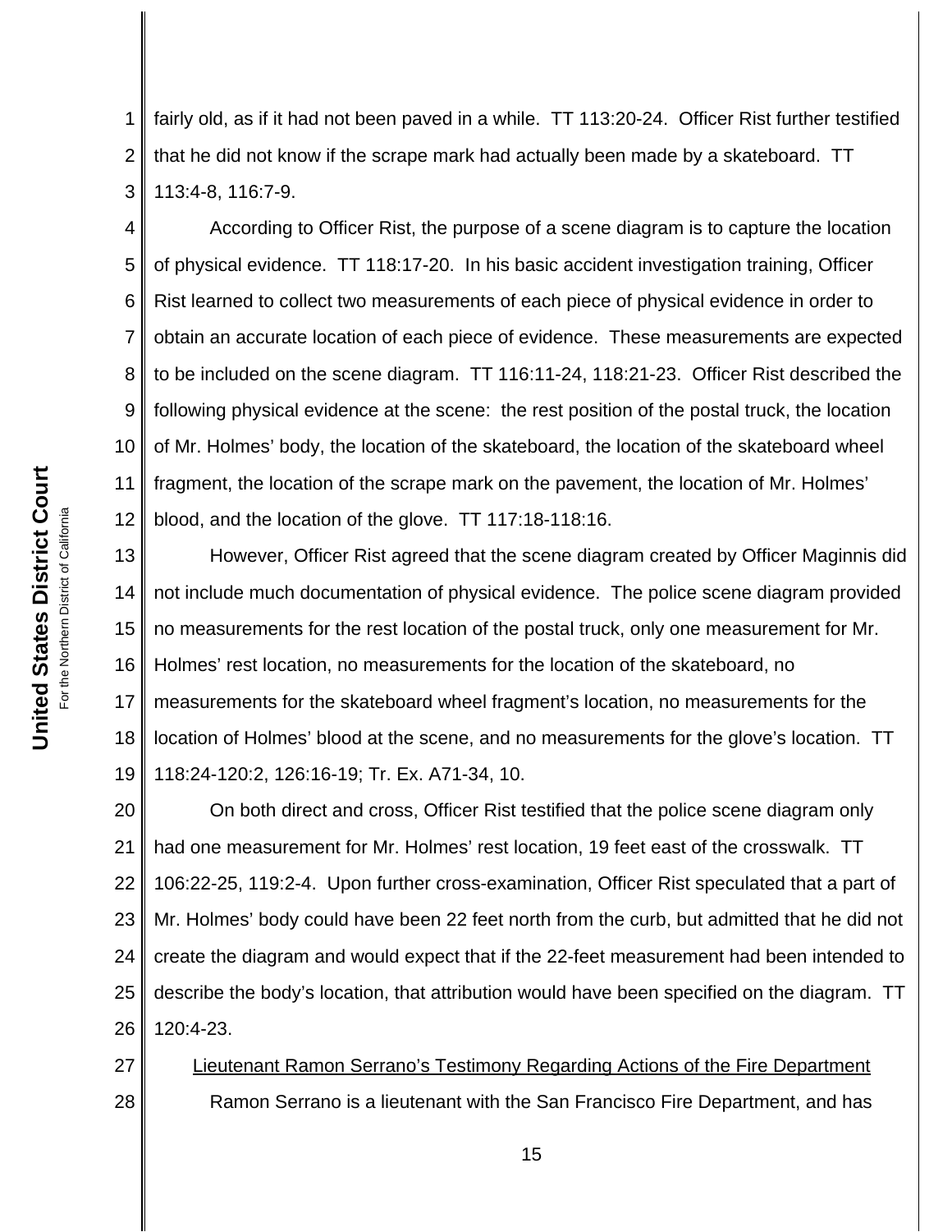fairly old, as if it had not been paved in a while. TT 113:20-24. Officer Rist further testified that he did not know if the scrape mark had actually been made by a skateboard. TT 113:4-8, 116:7-9.

According to Officer Rist, the purpose of a scene diagram is to capture the location of physical evidence. TT 118:17-20. In his basic accident investigation training, Officer Rist learned to collect two measurements of each piece of physical evidence in order to obtain an accurate location of each piece of evidence. These measurements are expected to be included on the scene diagram. TT 116:11-24, 118:21-23. Officer Rist described the following physical evidence at the scene: the rest position of the postal truck, the location of Mr. Holmes' body, the location of the skateboard, the location of the skateboard wheel fragment, the location of the scrape mark on the pavement, the location of Mr. Holmes' blood, and the location of the glove. TT 117:18-118:16.

However, Officer Rist agreed that the scene diagram created by Officer Maginnis did not include much documentation of physical evidence. The police scene diagram provided no measurements for the rest location of the postal truck, only one measurement for Mr. Holmes' rest location, no measurements for the location of the skateboard, no measurements for the skateboard wheel fragment's location, no measurements for the location of Holmes' blood at the scene, and no measurements for the glove's location. TT 118:24-120:2, 126:16-19; Tr. Ex. A71-34, 10.

On both direct and cross, Officer Rist testified that the police scene diagram only had one measurement for Mr. Holmes' rest location, 19 feet east of the crosswalk. TT 106:22-25, 119:2-4. Upon further cross-examination, Officer Rist speculated that a part of Mr. Holmes' body could have been 22 feet north from the curb, but admitted that he did not create the diagram and would expect that if the 22-feet measurement had been intended to describe the body's location, that attribution would have been specified on the diagram. TT 120:4-23.

Lieutenant Ramon Serrano's Testimony Regarding Actions of the Fire Department

Ramon Serrano is a lieutenant with the San Francisco Fire Department, and has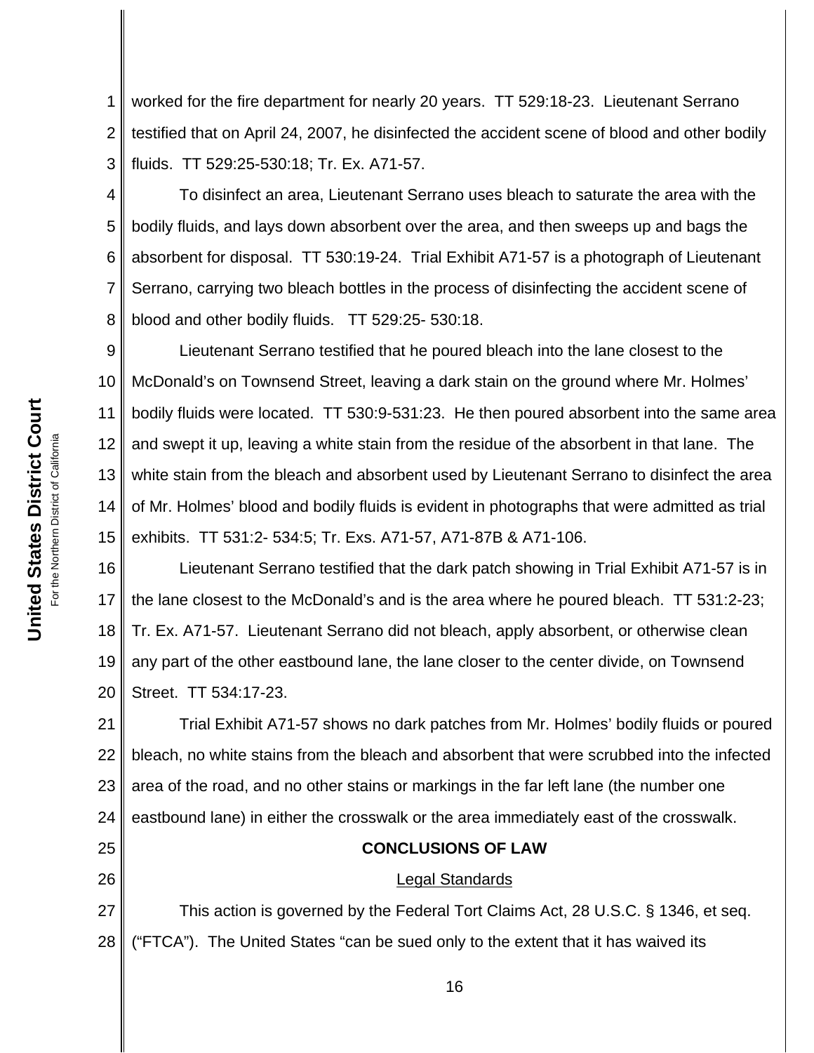worked for the fire department for nearly 20 years. TT 529:18-23. Lieutenant Serrano testified that on April 24, 2007, he disinfected the accident scene of blood and other bodily fluids. TT 529:25-530:18; Tr. Ex. A71-57.

To disinfect an area, Lieutenant Serrano uses bleach to saturate the area with the bodily fluids, and lays down absorbent over the area, and then sweeps up and bags the absorbent for disposal. TT 530:19-24. Trial Exhibit A71-57 is a photograph of Lieutenant Serrano, carrying two bleach bottles in the process of disinfecting the accident scene of blood and other bodily fluids. TT 529:25- 530:18.

Lieutenant Serrano testified that he poured bleach into the lane closest to the McDonald's on Townsend Street, leaving a dark stain on the ground where Mr. Holmes' bodily fluids were located. TT 530:9-531:23. He then poured absorbent into the same area and swept it up, leaving a white stain from the residue of the absorbent in that lane. The white stain from the bleach and absorbent used by Lieutenant Serrano to disinfect the area of Mr. Holmes' blood and bodily fluids is evident in photographs that were admitted as trial exhibits. TT 531:2- 534:5; Tr. Exs. A71-57, A71-87B & A71-106.

Lieutenant Serrano testified that the dark patch showing in Trial Exhibit A71-57 is in the lane closest to the McDonald's and is the area where he poured bleach. TT 531:2-23; Tr. Ex. A71-57. Lieutenant Serrano did not bleach, apply absorbent, or otherwise clean any part of the other eastbound lane, the lane closer to the center divide, on Townsend Street. TT 534:17-23.

Trial Exhibit A71-57 shows no dark patches from Mr. Holmes' bodily fluids or poured bleach, no white stains from the bleach and absorbent that were scrubbed into the infected area of the road, and no other stains or markings in the far left lane (the number one eastbound lane) in either the crosswalk or the area immediately east of the crosswalk.

## CONCLUSIONS OF LAW

### Legal Standards

This action is governed by the Federal Tort Claims Act, 28 U.S.C. § 1346, et seq. ("FTCA"). The United States "can be sued only to the extent that it has waived its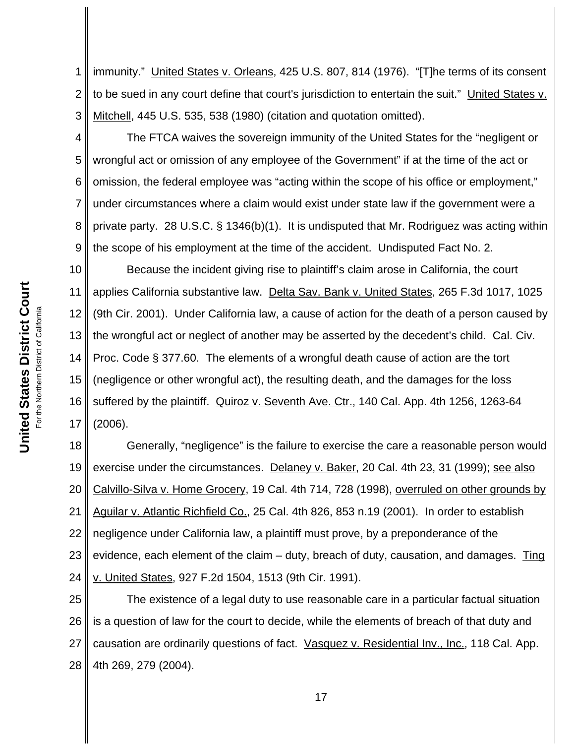immunity." United States v. Orleans, 425 U.S. 807, 814 (1976). "[T]he terms of its consent to be sued in any court define that court's jurisdiction to entertain the suit." United States v. Mitchell, 445 U.S. 535, 538 (1980) (citation and quotation omitted).

The FTCA waives the sovereign immunity of the United States for the "negligent or wrongful act or omission of any employee of the Government" if at the time of the act or omission, the federal employee was "acting within the scope of his office or employment," under circumstances where a claim would exist under state law if the government were a private party. 28 U.S.C. § 1346(b)(1). It is undisputed that Mr. Rodriguez was acting within the scope of his employment at the time of the accident. Undisputed Fact No. 2.

Because the incident giving rise to plaintiff's claim arose in California, the court applies California substantive law. Delta Sav. Bank v. United States, 265 F.3d 1017, 1025 (9th Cir. 2001). Under California law, a cause of action for the death of a person caused by the wrongful act or neglect of another may be asserted by the decedent's child. Cal. Civ. Proc. Code § 377.60. The elements of a wrongful death cause of action are the tort (negligence or other wrongful act), the resulting death, and the damages for the loss suffered by the plaintiff. Quiroz v. Seventh Ave. Ctr., 140 Cal. App. 4th 1256, 1263-64 (2006).

Generally, "negligence" is the failure to exercise the care a reasonable person would exercise under the circumstances. Delaney v. Baker, 20 Cal. 4th 23, 31 (1999); see also Calvillo-Silva v. Home Grocery, 19 Cal. 4th 714, 728 (1998), overruled on other grounds by Aguilar v. Atlantic Richfield Co., 25 Cal. 4th 826, 853 n.19 (2001). In order to establish negligence under California law, a plaintiff must prove, by a preponderance of the evidence, each element of the claim – duty, breach of duty, causation, and damages. Ting v. United States, 927 F.2d 1504, 1513 (9th Cir. 1991).

The existence of a legal duty to use reasonable care in a particular factual situation is a question of law for the court to decide, while the elements of breach of that duty and causation are ordinarily questions of fact. Vasquez v. Residential Inv., Inc., 118 Cal. App. 4th 269, 279 (2004).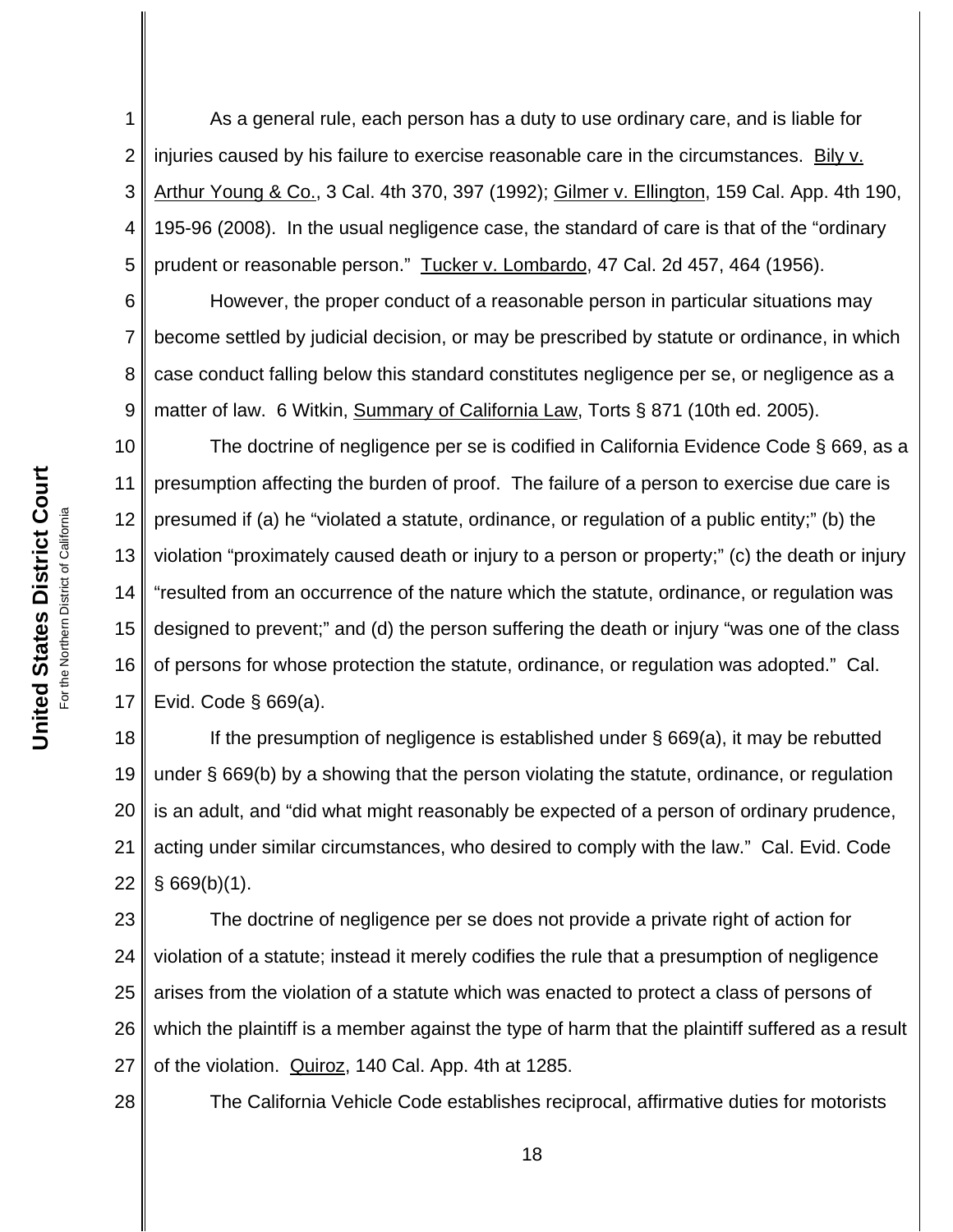As a general rule, each person has a duty to use ordinary care, and is liable for injuries caused by his failure to exercise reasonable care in the circumstances. Bily v. Arthur Young & Co., 3 Cal. 4th 370, 397 (1992); Gilmer v. Ellington, 159 Cal. App. 4th 190, 195-96 (2008). In the usual negligence case, the standard of care is that of the "ordinary prudent or reasonable person." Tucker v. Lombardo, 47 Cal. 2d 457, 464 (1956).

However, the proper conduct of a reasonable person in particular situations may become settled by judicial decision, or may be prescribed by statute or ordinance, in which case conduct falling below this standard constitutes negligence per se, or negligence as a matter of law. 6 Witkin, Summary of California Law, Torts § 871 (10th ed. 2005).

The doctrine of negligence per se is codified in California Evidence Code § 669, as a presumption affecting the burden of proof. The failure of a person to exercise due care is presumed if (a) he "violated a statute, ordinance, or regulation of a public entity;" (b) the violation "proximately caused death or injury to a person or property;" (c) the death or injury "resulted from an occurrence of the nature which the statute, ordinance, or regulation was designed to prevent;" and (d) the person suffering the death or injury "was one of the class of persons for whose protection the statute, ordinance, or regulation was adopted." Cal. Evid. Code § 669(a).

If the presumption of negligence is established under § 669(a), it may be rebutted under § 669(b) by a showing that the person violating the statute, ordinance, or regulation is an adult, and "did what might reasonably be expected of a person of ordinary prudence, acting under similar circumstances, who desired to comply with the law." Cal. Evid. Code § 669(b)(1).

The doctrine of negligence per se does not provide a private right of action for violation of a statute; instead it merely codifies the rule that a presumption of negligence arises from the violation of a statute which was enacted to protect a class of persons of which the plaintiff is a member against the type of harm that the plaintiff suffered as a result of the violation. Quiroz, 140 Cal. App. 4th at 1285.

The California Vehicle Code establishes reciprocal, affirmative duties for motorists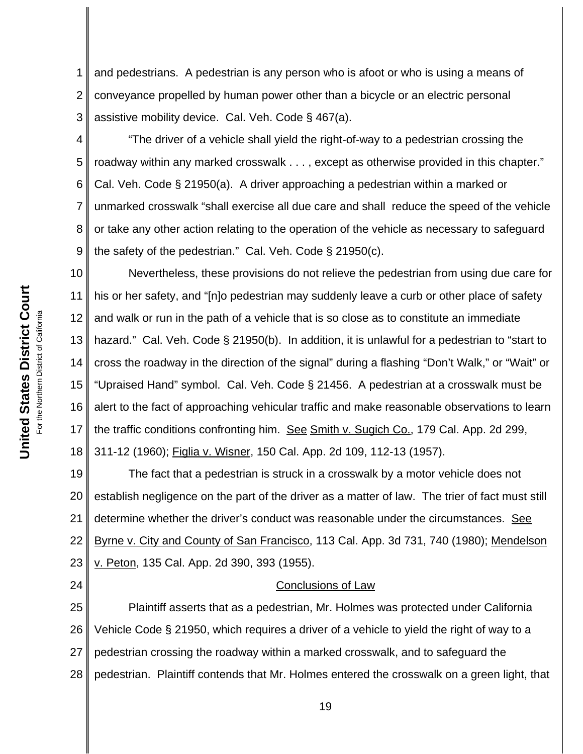and pedestrians. A pedestrian is any person who is afoot or who is using a means of conveyance propelled by human power other than a bicycle or an electric personal assistive mobility device. Cal. Veh. Code § 467(a).

"The driver of a vehicle shall yield the right-of-way to a pedestrian crossing the roadway within any marked crosswalk . . . , except as otherwise provided in this chapter." Cal. Veh. Code § 21950(a). A driver approaching a pedestrian within a marked or unmarked crosswalk "shall exercise all due care and shall reduce the speed of the vehicle or take any other action relating to the operation of the vehicle as necessary to safeguard the safety of the pedestrian." Cal. Veh. Code § 21950(c).

Nevertheless, these provisions do not relieve the pedestrian from using due care for his or her safety, and "[n]o pedestrian may suddenly leave a curb or other place of safety and walk or run in the path of a vehicle that is so close as to constitute an immediate hazard." Cal. Veh. Code § 21950(b). In addition, it is unlawful for a pedestrian to "start to cross the roadway in the direction of the signal" during a flashing "Don't Walk," or "Wait" or "Upraised Hand" symbol. Cal. Veh. Code § 21456. A pedestrian at a crosswalk must be alert to the fact of approaching vehicular traffic and make reasonable observations to learn the traffic conditions confronting him. See Smith v. Sugich Co., 179 Cal. App. 2d 299, 311-12 (1960); Figlia v. Wisner, 150 Cal. App. 2d 109, 112-13 (1957).

The fact that a pedestrian is struck in a crosswalk by a motor vehicle does not establish negligence on the part of the driver as a matter of law. The trier of fact must still determine whether the driver's conduct was reasonable under the circumstances. See Byrne v. City and County of San Francisco, 113 Cal. App. 3d 731, 740 (1980); Mendelson v. Peton, 135 Cal. App. 2d 390, 393 (1955).

## Conclusions of Law

Plaintiff asserts that as a pedestrian, Mr. Holmes was protected under California Vehicle Code § 21950, which requires a driver of a vehicle to yield the right of way to a pedestrian crossing the roadway within a marked crosswalk, and to safeguard the pedestrian. Plaintiff contends that Mr. Holmes entered the crosswalk on a green light, that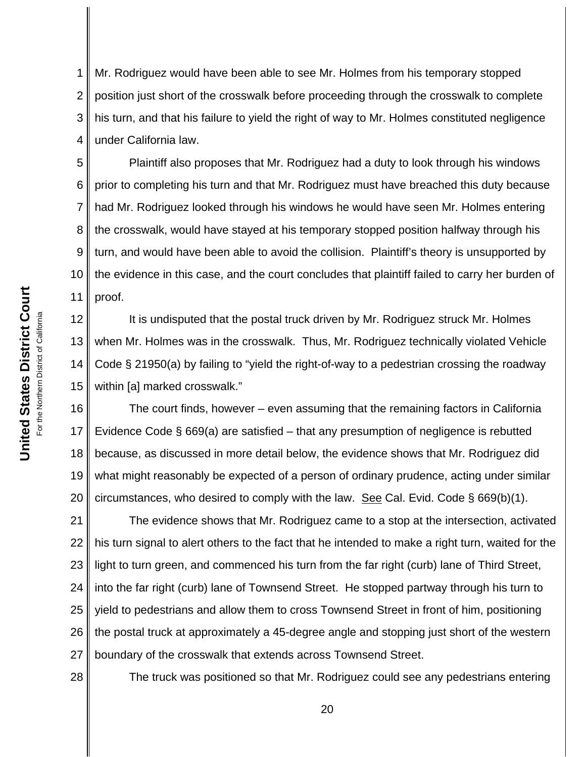Mr. Rodriguez would have been able to see Mr. Holmes from his temporary stopped position just short of the crosswalk before proceeding through the crosswalk to complete his turn, and that his failure to yield the right of way to Mr. Holmes constituted negligence under California law.

Plaintiff also proposes that Mr. Rodriguez had a duty to look through his windows prior to completing his turn and that Mr. Rodriguez must have breached this duty because had Mr. Rodriguez looked through his windows he would have seen Mr. Holmes entering the crosswalk, would have stayed at his temporary stopped position halfway through his turn, and would have been able to avoid the collision. Plaintiff's theory is unsupported by the evidence in this case, and the court concludes that plaintiff failed to carry her burden of proof.

It is undisputed that the postal truck driven by Mr. Rodriguez struck Mr. Holmes when Mr. Holmes was in the crosswalk. Thus, Mr. Rodriguez technically violated Vehicle Code § 21950(a) by failing to "yield the right-of-way to a pedestrian crossing the roadway within [a] marked crosswalk."

The court finds, however – even assuming that the remaining factors in California Evidence Code § 669(a) are satisfied – that any presumption of negligence is rebutted because, as discussed in more detail below, the evidence shows that Mr. Rodriguez did what might reasonably be expected of a person of ordinary prudence, acting under similar circumstances, who desired to comply with the law. See Cal. Evid. Code § 669(b)(1).

The evidence shows that Mr. Rodriguez came to a stop at the intersection, activated his turn signal to alert others to the fact that he intended to make a right turn, waited for the light to turn green, and commenced his turn from the far right (curb) lane of Third Street, into the far right (curb) lane of Townsend Street. He stopped partway through his turn to yield to pedestrians and allow them to cross Townsend Street in front of him, positioning the postal truck at approximately a 45-degree angle and stopping just short of the western boundary of the crosswalk that extends across Townsend Street.

The truck was positioned so that Mr. Rodriguez could see any pedestrians entering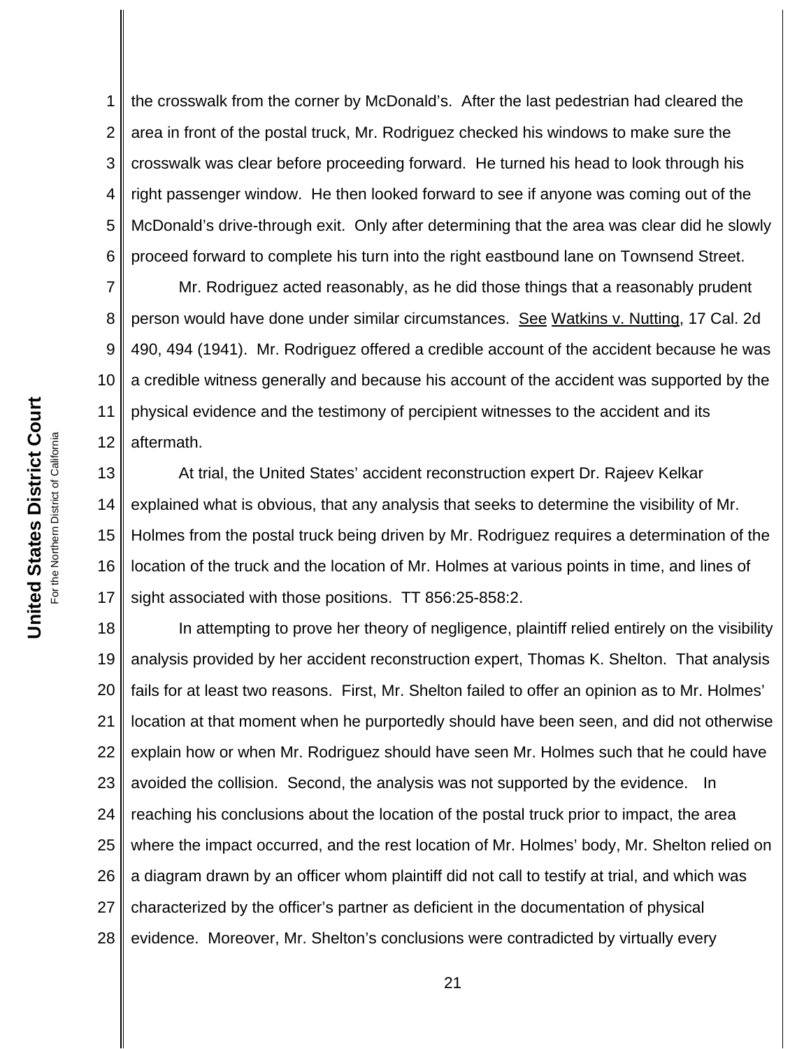the crosswalk from the corner by McDonald's. After the last pedestrian had cleared the area in front of the postal truck, Mr. Rodriguez checked his windows to make sure the crosswalk was clear before proceeding forward. He turned his head to look through his right passenger window. He then looked forward to see if anyone was coming out of the McDonald's drive-through exit. Only after determining that the area was clear did he slowly proceed forward to complete his turn into the right eastbound lane on Townsend Street.

Mr. Rodriguez acted reasonably, as he did those things that a reasonably prudent person would have done under similar circumstances. See Watkins v. Nutting, 17 Cal. 2d 490, 494 (1941). Mr. Rodriguez offered a credible account of the accident because he was a credible witness generally and because his account of the accident was supported by the physical evidence and the testimony of percipient witnesses to the accident and its aftermath.

At trial, the United States' accident reconstruction expert Dr. Rajeev Kelkar explained what is obvious, that any analysis that seeks to determine the visibility of Mr. Holmes from the postal truck being driven by Mr. Rodriguez requires a determination of the location of the truck and the location of Mr. Holmes at various points in time, and lines of sight associated with those positions. TT 856:25-858:2.

In attempting to prove her theory of negligence, plaintiff relied entirely on the visibility analysis provided by her accident reconstruction expert, Thomas K. Shelton. That analysis fails for at least two reasons. First, Mr. Shelton failed to offer an opinion as to Mr. Holmes' location at that moment when he purportedly should have been seen, and did not otherwise explain how or when Mr. Rodriguez should have seen Mr. Holmes such that he could have avoided the collision. Second, the analysis was not supported by the evidence. In reaching his conclusions about the location of the postal truck prior to impact, the area where the impact occurred, and the rest location of Mr. Holmes' body, Mr. Shelton relied on a diagram drawn by an officer whom plaintiff did not call to testify at trial, and which was characterized by the officer's partner as deficient in the documentation of physical evidence. Moreover, Mr. Shelton's conclusions were contradicted by virtually every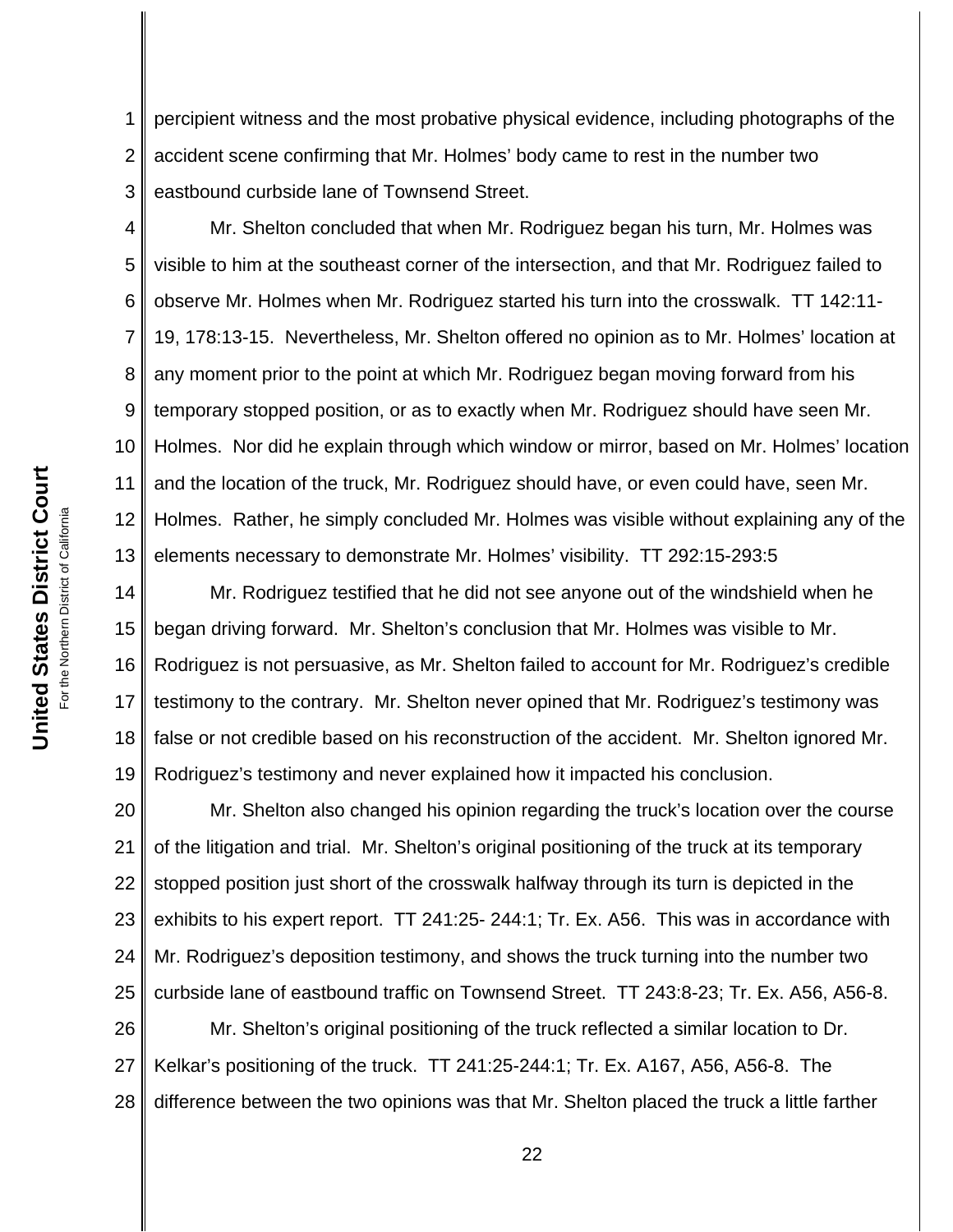percipient witness and the most probative physical evidence, including photographs of the accident scene confirming that Mr. Holmes' body came to rest in the number two eastbound curbside lane of Townsend Street.

Mr. Shelton concluded that when Mr. Rodriguez began his turn, Mr. Holmes was visible to him at the southeast corner of the intersection, and that Mr. Rodriguez failed to observe Mr. Holmes when Mr. Rodriguez started his turn into the crosswalk. TT 142:11-19, 178:13-15. Nevertheless, Mr. Shelton offered no opinion as to Mr. Holmes' location at any moment prior to the point at which Mr. Rodriguez began moving forward from his temporary stopped position, or as to exactly when Mr. Rodriguez should have seen Mr. Holmes. Nor did he explain through which window or mirror, based on Mr. Holmes' location and the location of the truck, Mr. Rodriguez should have, or even could have, seen Mr. Holmes. Rather, he simply concluded Mr. Holmes was visible without explaining any of the elements necessary to demonstrate Mr. Holmes' visibility. TT 292:15-293:5

Mr. Rodriguez testified that he did not see anyone out of the windshield when he began driving forward. Mr. Shelton's conclusion that Mr. Holmes was visible to Mr. Rodriguez is not persuasive, as Mr. Shelton failed to account for Mr. Rodriguez's credible testimony to the contrary. Mr. Shelton never opined that Mr. Rodriguez's testimony was false or not credible based on his reconstruction of the accident. Mr. Shelton ignored Mr. Rodriguez's testimony and never explained how it impacted his conclusion.

Mr. Shelton also changed his opinion regarding the truck's location over the course of the litigation and trial. Mr. Shelton's original positioning of the truck at its temporary stopped position just short of the crosswalk halfway through its turn is depicted in the exhibits to his expert report. TT 241:25- 244:1; Tr. Ex. A56. This was in accordance with Mr. Rodriguez's deposition testimony, and shows the truck turning into the number two curbside lane of eastbound traffic on Townsend Street. TT 243:8-23; Tr. Ex. A56, A56-8.

Mr. Shelton's original positioning of the truck reflected a similar location to Dr. Kelkar's positioning of the truck. TT 241:25-244:1; Tr. Ex. A167, A56, A56-8. The difference between the two opinions was that Mr. Shelton placed the truck a little farther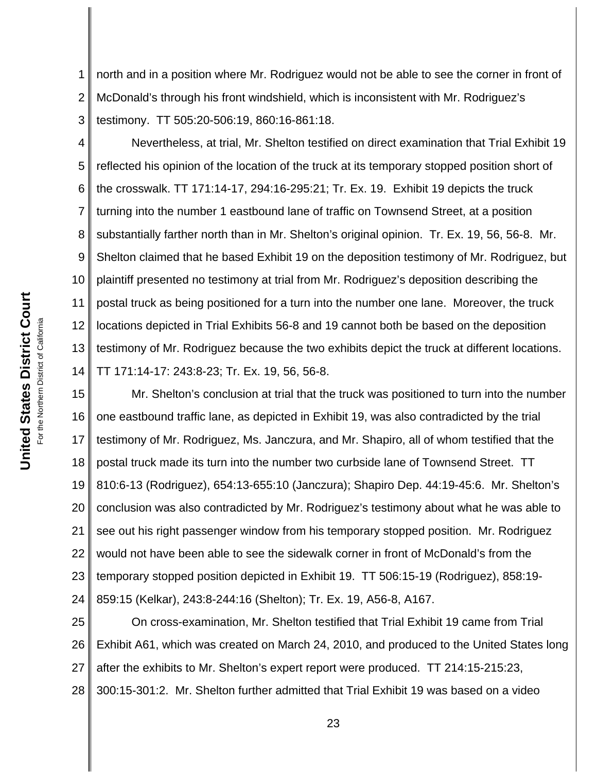north and in a position where Mr. Rodriguez would not be able to see the corner in front of McDonald's through his front windshield, which is inconsistent with Mr. Rodriguez's testimony. TT 505:20-506:19, 860:16-861:18.

Nevertheless, at trial, Mr. Shelton testified on direct examination that Trial Exhibit 19 reflected his opinion of the location of the truck at its temporary stopped position short of the crosswalk. TT 171:14-17, 294:16-295:21; Tr. Ex. 19. Exhibit 19 depicts the truck turning into the number 1 eastbound lane of traffic on Townsend Street, at a position substantially farther north than in Mr. Shelton's original opinion. Tr. Ex. 19, 56, 56-8. Mr. Shelton claimed that he based Exhibit 19 on the deposition testimony of Mr. Rodriguez, but plaintiff presented no testimony at trial from Mr. Rodriguez's deposition describing the postal truck as being positioned for a turn into the number one lane. Moreover, the truck locations depicted in Trial Exhibits 56-8 and 19 cannot both be based on the deposition testimony of Mr. Rodriguez because the two exhibits depict the truck at different locations. TT 171:14-17: 243:8-23; Tr. Ex. 19, 56, 56-8.

Mr. Shelton's conclusion at trial that the truck was positioned to turn into the number one eastbound traffic lane, as depicted in Exhibit 19, was also contradicted by the trial testimony of Mr. Rodriguez, Ms. Janczura, and Mr. Shapiro, all of whom testified that the postal truck made its turn into the number two curbside lane of Townsend Street. TT 810:6-13 (Rodriguez), 654:13-655:10 (Janczura); Shapiro Dep. 44:19-45:6. Mr. Shelton's conclusion was also contradicted by Mr. Rodriguez's testimony about what he was able to see out his right passenger window from his temporary stopped position. Mr. Rodriguez would not have been able to see the sidewalk corner in front of McDonald's from the temporary stopped position depicted in Exhibit 19. TT 506:15-19 (Rodriguez), 858:19-859:15 (Kelkar), 243:8-244:16 (Shelton); Tr. Ex. 19, A56-8, A167.

On cross-examination, Mr. Shelton testified that Trial Exhibit 19 came from Trial Exhibit A61, which was created on March 24, 2010, and produced to the United States long after the exhibits to Mr. Shelton's expert report were produced. TT 214:15-215:23, 300:15-301:2. Mr. Shelton further admitted that Trial Exhibit 19 was based on a video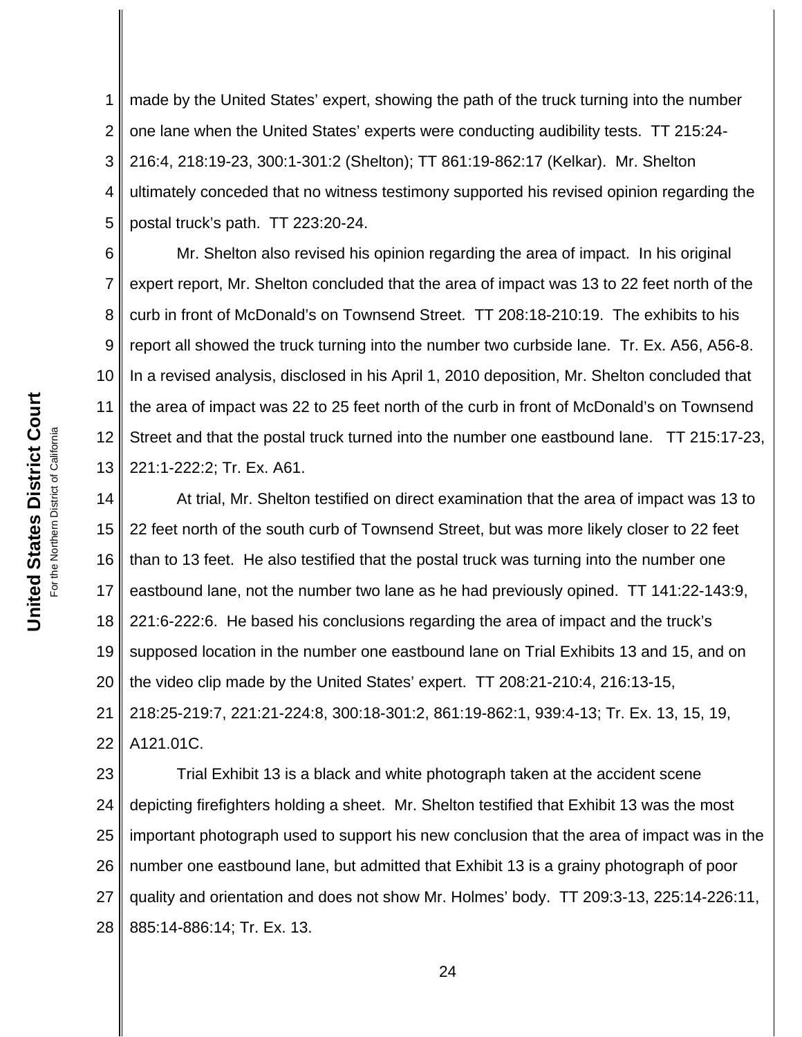made by the United States' expert, showing the path of the truck turning into the number one lane when the United States' experts were conducting audibility tests. TT 215:24-216:4, 218:19-23, 300:1-301:2 (Shelton); TT 861:19-862:17 (Kelkar). Mr. Shelton ultimately conceded that no witness testimony supported his revised opinion regarding the postal truck's path. TT 223:20-24.

Mr. Shelton also revised his opinion regarding the area of impact. In his original expert report, Mr. Shelton concluded that the area of impact was 13 to 22 feet north of the curb in front of McDonald's on Townsend Street. TT 208:18-210:19. The exhibits to his report all showed the truck turning into the number two curbside lane. Tr. Ex. A56, A56-8. In a revised analysis, disclosed in his April 1, 2010 deposition, Mr. Shelton concluded that the area of impact was 22 to 25 feet north of the curb in front of McDonald's on Townsend Street and that the postal truck turned into the number one eastbound lane. TT 215:17-23, 221:1-222:2; Tr. Ex. A61.

At trial, Mr. Shelton testified on direct examination that the area of impact was 13 to 22 feet north of the south curb of Townsend Street, but was more likely closer to 22 feet than to 13 feet. He also testified that the postal truck was turning into the number one eastbound lane, not the number two lane as he had previously opined. TT 141:22-143:9, 221:6-222:6. He based his conclusions regarding the area of impact and the truck's supposed location in the number one eastbound lane on Trial Exhibits 13 and 15, and on the video clip made by the United States' expert. TT 208:21-210:4, 216:13-15, 218:25-219:7, 221:21-224:8, 300:18-301:2, 861:19-862:1, 939:4-13; Tr. Ex. 13, 15, 19, A121.01C.

Trial Exhibit 13 is a black and white photograph taken at the accident scene depicting firefighters holding a sheet. Mr. Shelton testified that Exhibit 13 was the most important photograph used to support his new conclusion that the area of impact was in the number one eastbound lane, but admitted that Exhibit 13 is a grainy photograph of poor quality and orientation and does not show Mr. Holmes' body. TT 209:3-13, 225:14-226:11, 885:14-886:14; Tr. Ex. 13.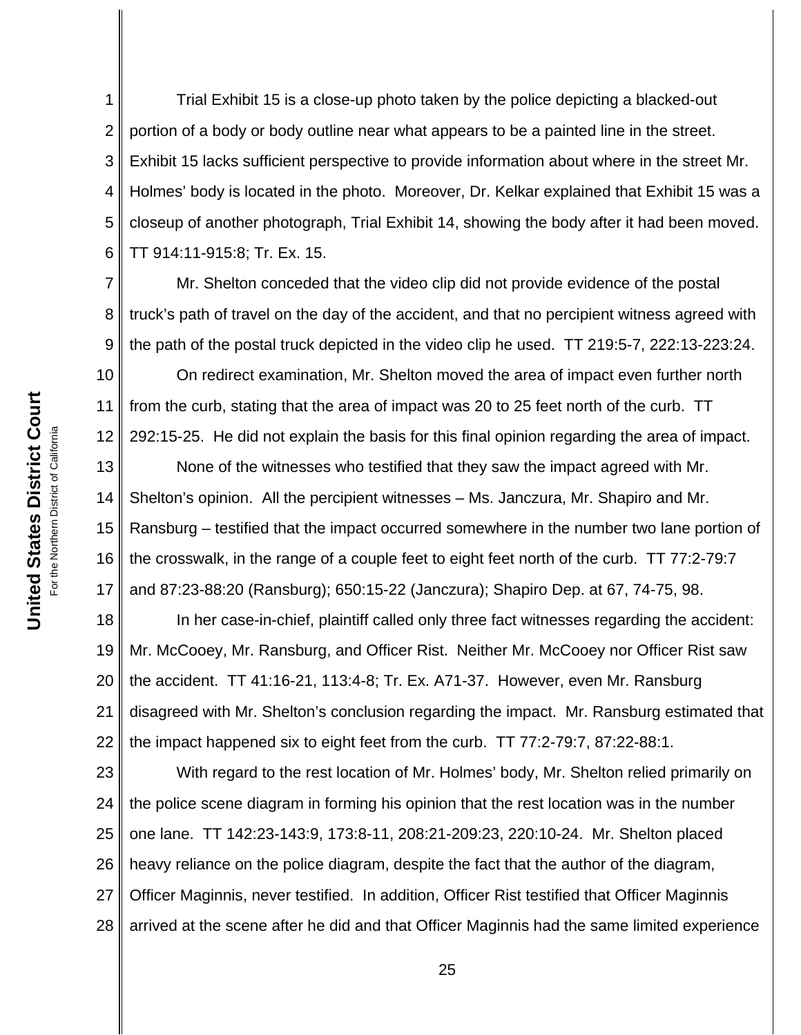Trial Exhibit 15 is a close-up photo taken by the police depicting a blacked-out portion of a body or body outline near what appears to be a painted line in the street. Exhibit 15 lacks sufficient perspective to provide information about where in the street Mr. Holmes' body is located in the photo. Moreover, Dr. Kelkar explained that Exhibit 15 was a closeup of another photograph, Trial Exhibit 14, showing the body after it had been moved. TT 914:11-915:8; Tr. Ex. 15.

Mr. Shelton conceded that the video clip did not provide evidence of the postal truck's path of travel on the day of the accident, and that no percipient witness agreed with the path of the postal truck depicted in the video clip he used. TT 219:5-7, 222:13-223:24.

On redirect examination, Mr. Shelton moved the area of impact even further north from the curb, stating that the area of impact was 20 to 25 feet north of the curb. TT 292:15-25. He did not explain the basis for this final opinion regarding the area of impact.

None of the witnesses who testified that they saw the impact agreed with Mr. Shelton's opinion. All the percipient witnesses – Ms. Janczura, Mr. Shapiro and Mr. Ransburg – testified that the impact occurred somewhere in the number two lane portion of the crosswalk, in the range of a couple feet to eight feet north of the curb. TT 77:2-79:7 and 87:23-88:20 (Ransburg); 650:15-22 (Janczura); Shapiro Dep. at 67, 74-75, 98.

In her case-in-chief, plaintiff called only three fact witnesses regarding the accident: Mr. McCooey, Mr. Ransburg, and Officer Rist. Neither Mr. McCooey nor Officer Rist saw the accident. TT 41:16-21, 113:4-8; Tr. Ex. A71-37. However, even Mr. Ransburg disagreed with Mr. Shelton's conclusion regarding the impact. Mr. Ransburg estimated that the impact happened six to eight feet from the curb. TT 77:2-79:7, 87:22-88:1.

With regard to the rest location of Mr. Holmes' body, Mr. Shelton relied primarily on the police scene diagram in forming his opinion that the rest location was in the number one lane. TT 142:23-143:9, 173:8-11, 208:21-209:23, 220:10-24. Mr. Shelton placed heavy reliance on the police diagram, despite the fact that the author of the diagram, Officer Maginnis, never testified. In addition, Officer Rist testified that Officer Maginnis arrived at the scene after he did and that Officer Maginnis had the same limited experience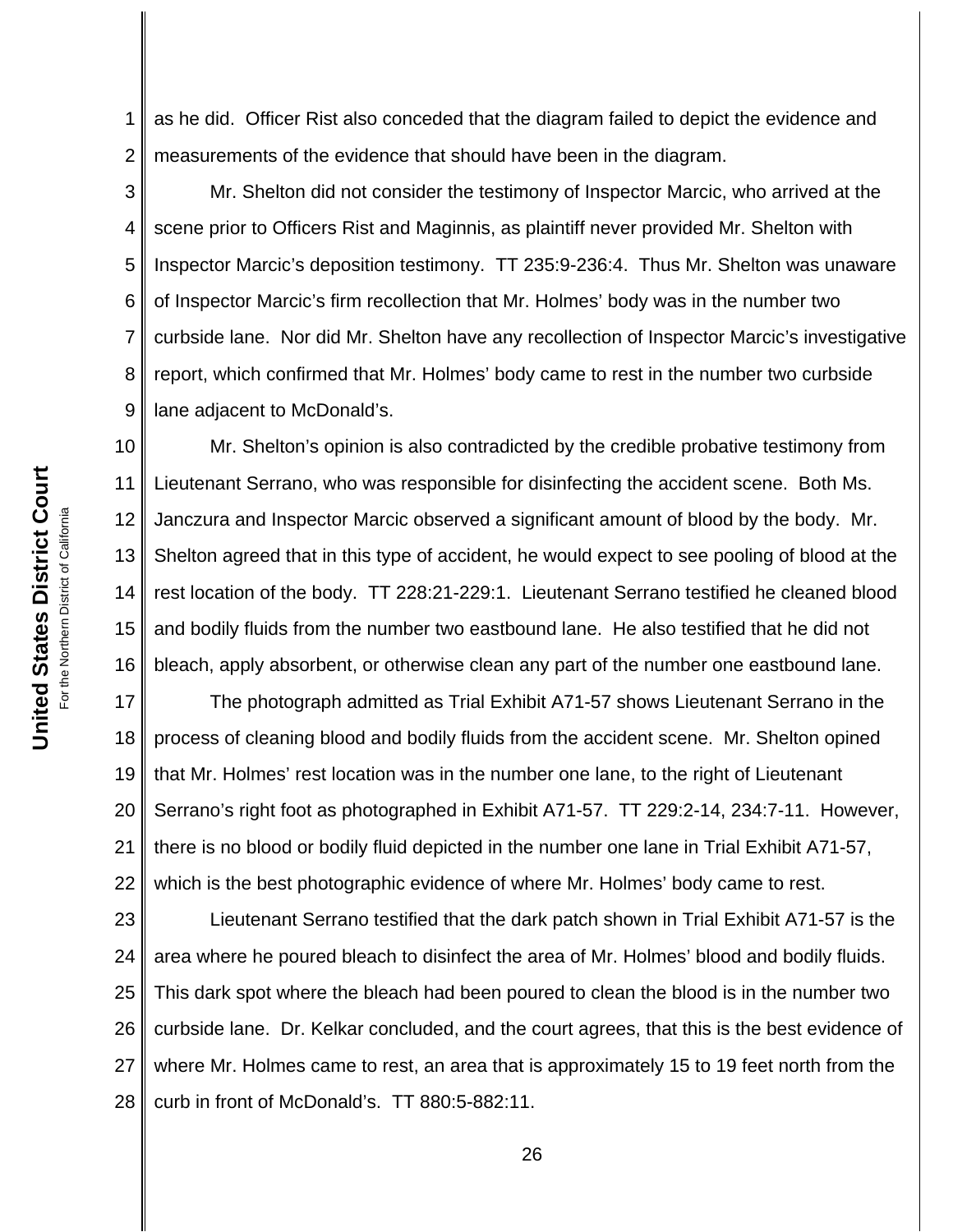as he did. Officer Rist also conceded that the diagram failed to depict the evidence and measurements of the evidence that should have been in the diagram.

Mr. Shelton did not consider the testimony of Inspector Marcic, who arrived at the scene prior to Officers Rist and Maginnis, as plaintiff never provided Mr. Shelton with Inspector Marcic's deposition testimony. TT 235:9-236:4. Thus Mr. Shelton was unaware of Inspector Marcic's firm recollection that Mr. Holmes' body was in the number two curbside lane. Nor did Mr. Shelton have any recollection of Inspector Marcic's investigative report, which confirmed that Mr. Holmes' body came to rest in the number two curbside lane adjacent to McDonald's.

Mr. Shelton's opinion is also contradicted by the credible probative testimony from Lieutenant Serrano, who was responsible for disinfecting the accident scene. Both Ms. Janczura and Inspector Marcic observed a significant amount of blood by the body. Mr. Shelton agreed that in this type of accident, he would expect to see pooling of blood at the rest location of the body. TT 228:21-229:1. Lieutenant Serrano testified he cleaned blood and bodily fluids from the number two eastbound lane. He also testified that he did not bleach, apply absorbent, or otherwise clean any part of the number one eastbound lane.

The photograph admitted as Trial Exhibit A71-57 shows Lieutenant Serrano in the process of cleaning blood and bodily fluids from the accident scene. Mr. Shelton opined that Mr. Holmes' rest location was in the number one lane, to the right of Lieutenant Serrano's right foot as photographed in Exhibit A71-57. TT 229:2-14, 234:7-11. However, there is no blood or bodily fluid depicted in the number one lane in Trial Exhibit A71-57, which is the best photographic evidence of where Mr. Holmes' body came to rest.

Lieutenant Serrano testified that the dark patch shown in Trial Exhibit A71-57 is the area where he poured bleach to disinfect the area of Mr. Holmes' blood and bodily fluids. This dark spot where the bleach had been poured to clean the blood is in the number two curbside lane. Dr. Kelkar concluded, and the court agrees, that this is the best evidence of where Mr. Holmes came to rest, an area that is approximately 15 to 19 feet north from the curb in front of McDonald's. TT 880:5-882:11.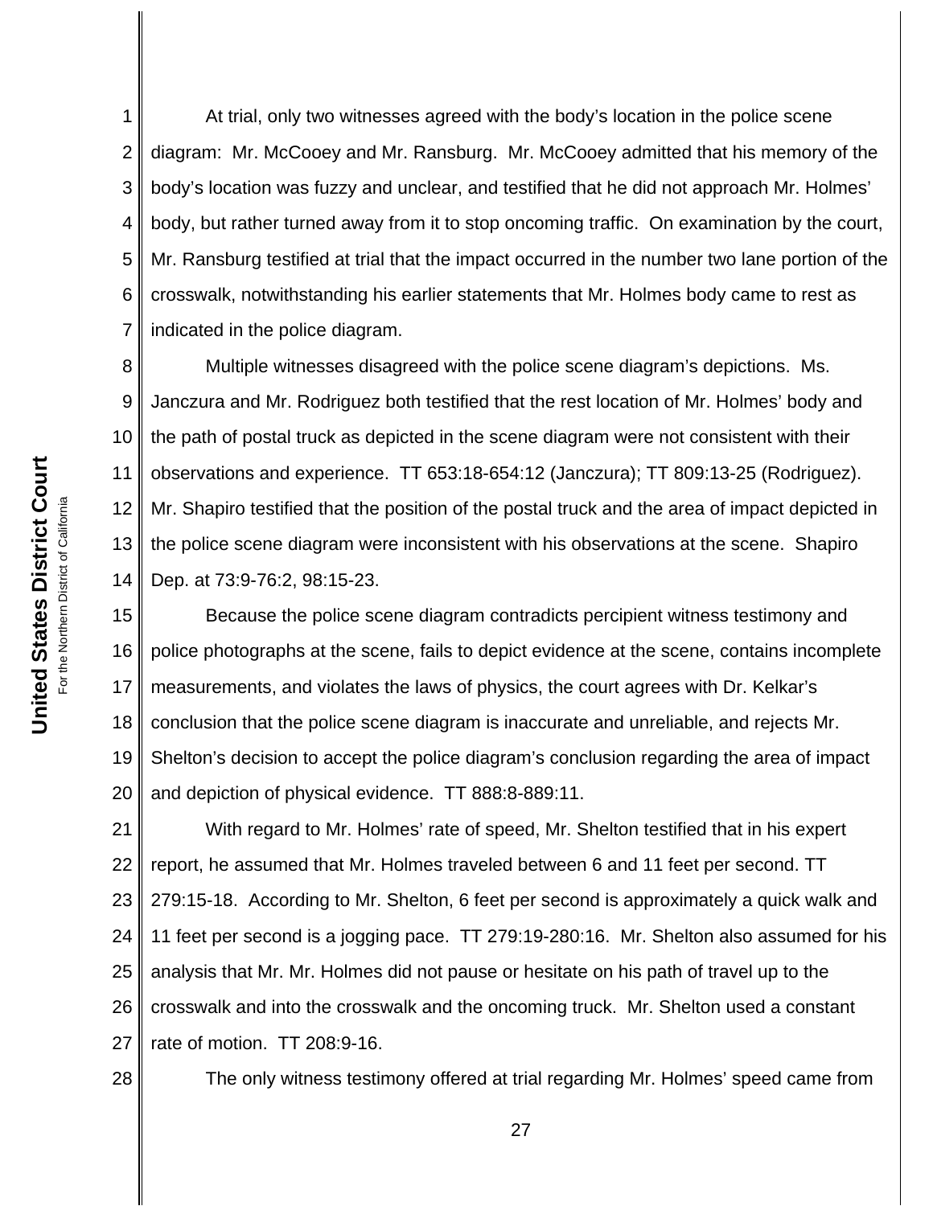At trial, only two witnesses agreed with the body's location in the police scene diagram: Mr. McCooey and Mr. Ransburg. Mr. McCooey admitted that his memory of the body's location was fuzzy and unclear, and testified that he did not approach Mr. Holmes' body, but rather turned away from it to stop oncoming traffic. On examination by the court, Mr. Ransburg testified at trial that the impact occurred in the number two lane portion of the crosswalk, notwithstanding his earlier statements that Mr. Holmes body came to rest as indicated in the police diagram.

Multiple witnesses disagreed with the police scene diagram's depictions. Ms. Janczura and Mr. Rodriguez both testified that the rest location of Mr. Holmes' body and the path of postal truck as depicted in the scene diagram were not consistent with their observations and experience. TT 653:18-654:12 (Janczura); TT 809:13-25 (Rodriguez). Mr. Shapiro testified that the position of the postal truck and the area of impact depicted in the police scene diagram were inconsistent with his observations at the scene. Shapiro Dep. at 73:9-76:2, 98:15-23.

Because the police scene diagram contradicts percipient witness testimony and police photographs at the scene, fails to depict evidence at the scene, contains incomplete measurements, and violates the laws of physics, the court agrees with Dr. Kelkar's conclusion that the police scene diagram is inaccurate and unreliable, and rejects Mr. Shelton's decision to accept the police diagram's conclusion regarding the area of impact and depiction of physical evidence. TT 888:8-889:11.

With regard to Mr. Holmes' rate of speed, Mr. Shelton testified that in his expert report, he assumed that Mr. Holmes traveled between 6 and 11 feet per second. TT 279:15-18. According to Mr. Shelton, 6 feet per second is approximately a quick walk and 11 feet per second is a jogging pace. TT 279:19-280:16. Mr. Shelton also assumed for his analysis that Mr. Mr. Holmes did not pause or hesitate on his path of travel up to the crosswalk and into the crosswalk and the oncoming truck. Mr. Shelton used a constant rate of motion. TT 208:9-16.

The only witness testimony offered at trial regarding Mr. Holmes' speed came from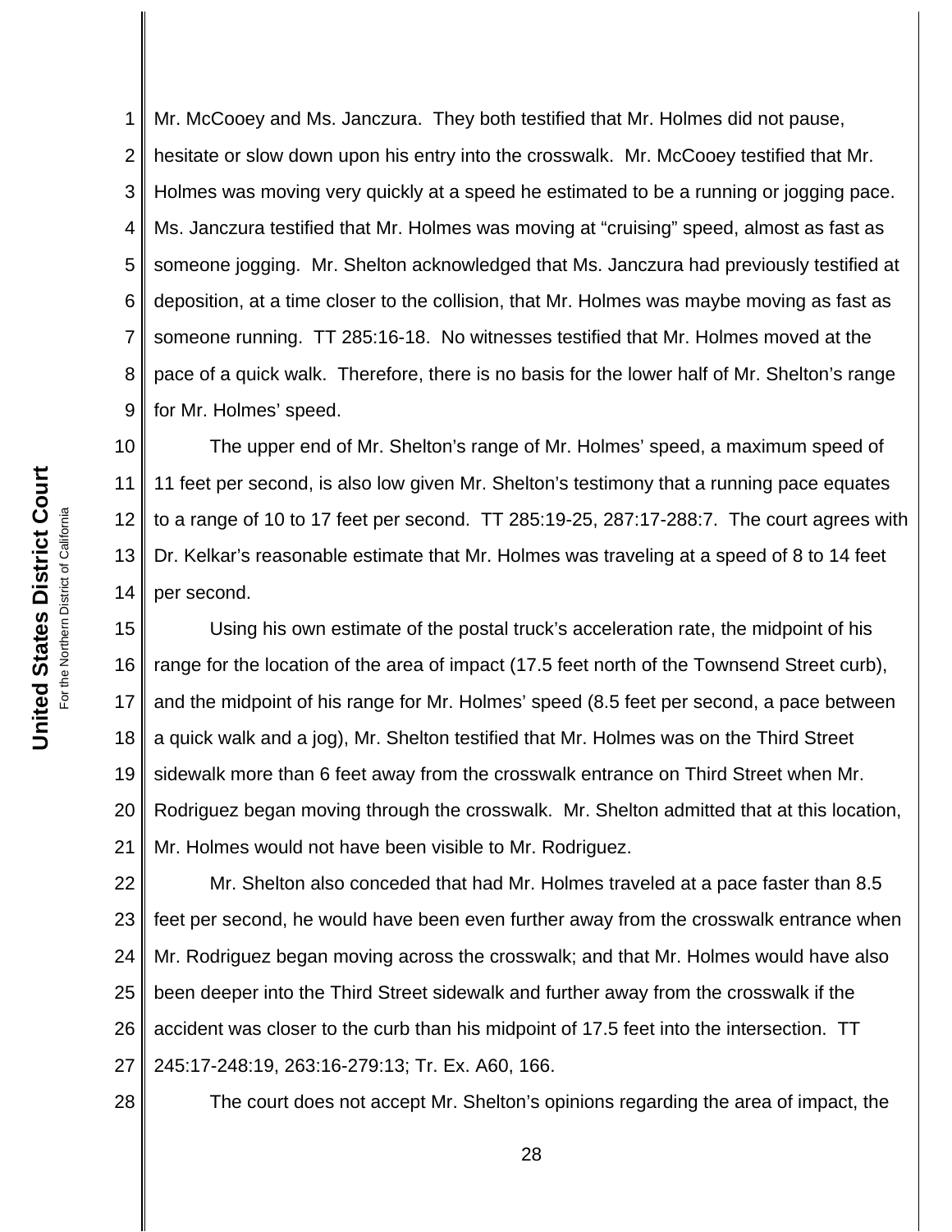Mr. McCooey and Ms. Janczura. They both testified that Mr. Holmes did not pause, hesitate or slow down upon his entry into the crosswalk. Mr. McCooey testified that Mr. Holmes was moving very quickly at a speed he estimated to be a running or jogging pace. Ms. Janczura testified that Mr. Holmes was moving at "cruising" speed, almost as fast as someone jogging. Mr. Shelton acknowledged that Ms. Janczura had previously testified at deposition, at a time closer to the collision, that Mr. Holmes was maybe moving as fast as someone running. TT 285:16-18. No witnesses testified that Mr. Holmes moved at the pace of a quick walk. Therefore, there is no basis for the lower half of Mr. Shelton's range for Mr. Holmes' speed.

The upper end of Mr. Shelton's range of Mr. Holmes' speed, a maximum speed of 11 feet per second, is also low given Mr. Shelton's testimony that a running pace equates to a range of 10 to 17 feet per second. TT 285:19-25, 287:17-288:7. The court agrees with Dr. Kelkar's reasonable estimate that Mr. Holmes was traveling at a speed of 8 to 14 feet per second.

Using his own estimate of the postal truck's acceleration rate, the midpoint of his range for the location of the area of impact (17.5 feet north of the Townsend Street curb), and the midpoint of his range for Mr. Holmes' speed (8.5 feet per second, a pace between a quick walk and a jog), Mr. Shelton testified that Mr. Holmes was on the Third Street sidewalk more than 6 feet away from the crosswalk entrance on Third Street when Mr. Rodriguez began moving through the crosswalk. Mr. Shelton admitted that at this location, Mr. Holmes would not have been visible to Mr. Rodriguez.

Mr. Shelton also conceded that had Mr. Holmes traveled at a pace faster than 8.5 feet per second, he would have been even further away from the crosswalk entrance when Mr. Rodriguez began moving across the crosswalk; and that Mr. Holmes would have also been deeper into the Third Street sidewalk and further away from the crosswalk if the accident was closer to the curb than his midpoint of 17.5 feet into the intersection. TT 245:17-248:19, 263:16-279:13; Tr. Ex. A60, 166.

The court does not accept Mr. Shelton's opinions regarding the area of impact, the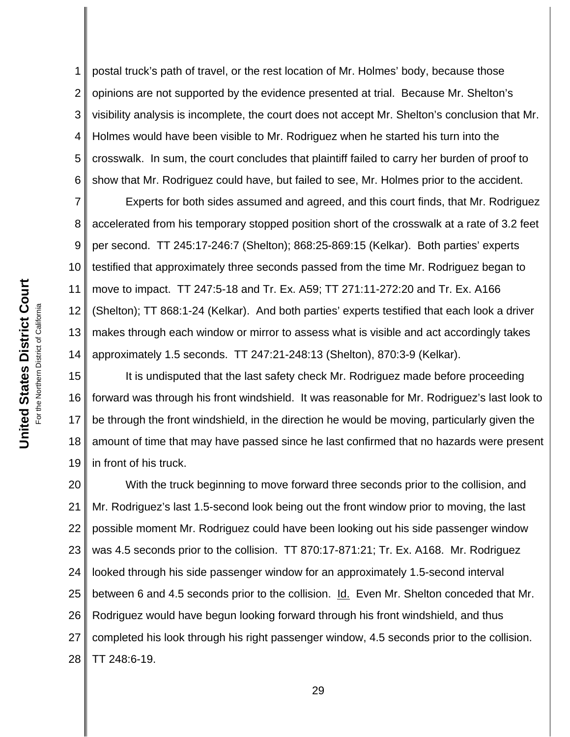postal truck's path of travel, or the rest location of Mr. Holmes' body, because those opinions are not supported by the evidence presented at trial. Because Mr. Shelton's visibility analysis is incomplete, the court does not accept Mr. Shelton's conclusion that Mr. Holmes would have been visible to Mr. Rodriguez when he started his turn into the crosswalk. In sum, the court concludes that plaintiff failed to carry her burden of proof to show that Mr. Rodriguez could have, but failed to see, Mr. Holmes prior to the accident.

Experts for both sides assumed and agreed, and this court finds, that Mr. Rodriguez accelerated from his temporary stopped position short of the crosswalk at a rate of 3.2 feet per second. TT 245:17-246:7 (Shelton); 868:25-869:15 (Kelkar). Both parties' experts testified that approximately three seconds passed from the time Mr. Rodriguez began to move to impact. TT 247:5-18 and Tr. Ex. A59; TT 271:11-272:20 and Tr. Ex. A166 (Shelton); TT 868:1-24 (Kelkar). And both parties' experts testified that each look a driver makes through each window or mirror to assess what is visible and act accordingly takes approximately 1.5 seconds. TT 247:21-248:13 (Shelton), 870:3-9 (Kelkar).

It is undisputed that the last safety check Mr. Rodriguez made before proceeding forward was through his front windshield. It was reasonable for Mr. Rodriguez's last look to be through the front windshield, in the direction he would be moving, particularly given the amount of time that may have passed since he last confirmed that no hazards were present in front of his truck.

With the truck beginning to move forward three seconds prior to the collision, and Mr. Rodriguez's last 1.5-second look being out the front window prior to moving, the last possible moment Mr. Rodriguez could have been looking out his side passenger window was 4.5 seconds prior to the collision. TT 870:17-871:21; Tr. Ex. A168. Mr. Rodriguez looked through his side passenger window for an approximately 1.5-second interval between 6 and 4.5 seconds prior to the collision. Id. Even Mr. Shelton conceded that Mr. Rodriguez would have begun looking forward through his front windshield, and thus completed his look through his right passenger window, 4.5 seconds prior to the collision. TT 248:6-19.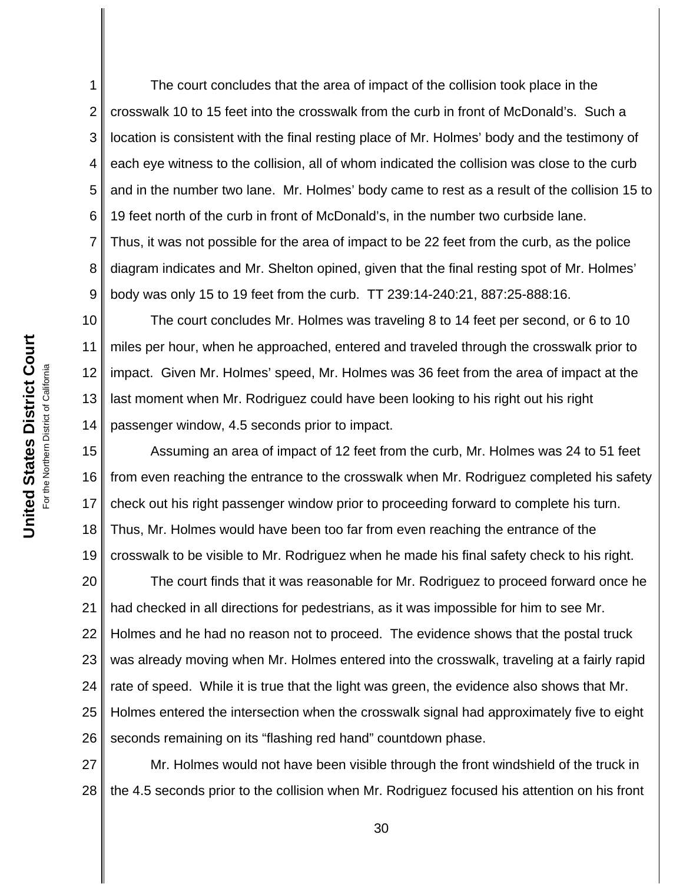The court concludes that the area of impact of the collision took place in the crosswalk 10 to 15 feet into the crosswalk from the curb in front of McDonald's. Such a location is consistent with the final resting place of Mr. Holmes' body and the testimony of each eye witness to the collision, all of whom indicated the collision was close to the curb and in the number two lane. Mr. Holmes' body came to rest as a result of the collision 15 to 19 feet north of the curb in front of McDonald's, in the number two curbside lane. Thus, it was not possible for the area of impact to be 22 feet from the curb, as the police diagram indicates and Mr. Shelton opined, given that the final resting spot of Mr. Holmes' body was only 15 to 19 feet from the curb. TT 239:14-240:21, 887:25-888:16.

The court concludes Mr. Holmes was traveling 8 to 14 feet per second, or 6 to 10 miles per hour, when he approached, entered and traveled through the crosswalk prior to impact. Given Mr. Holmes' speed, Mr. Holmes was 36 feet from the area of impact at the last moment when Mr. Rodriguez could have been looking to his right out his right passenger window, 4.5 seconds prior to impact.

Assuming an area of impact of 12 feet from the curb, Mr. Holmes was 24 to 51 feet from even reaching the entrance to the crosswalk when Mr. Rodriguez completed his safety check out his right passenger window prior to proceeding forward to complete his turn. Thus, Mr. Holmes would have been too far from even reaching the entrance of the crosswalk to be visible to Mr. Rodriguez when he made his final safety check to his right.

The court finds that it was reasonable for Mr. Rodriguez to proceed forward once he had checked in all directions for pedestrians, as it was impossible for him to see Mr. Holmes and he had no reason not to proceed. The evidence shows that the postal truck was already moving when Mr. Holmes entered into the crosswalk, traveling at a fairly rapid rate of speed. While it is true that the light was green, the evidence also shows that Mr. Holmes entered the intersection when the crosswalk signal had approximately five to eight seconds remaining on its "flashing red hand" countdown phase.

Mr. Holmes would not have been visible through the front windshield of the truck in the 4.5 seconds prior to the collision when Mr. Rodriguez focused his attention on his front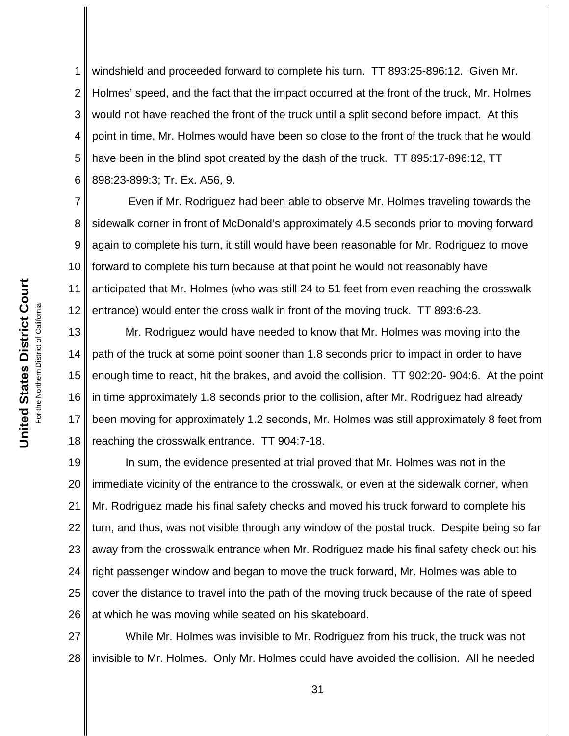windshield and proceeded forward to complete his turn. TT 893:25-896:12. Given Mr. Holmes' speed, and the fact that the impact occurred at the front of the truck, Mr. Holmes would not have reached the front of the truck until a split second before impact. At this point in time, Mr. Holmes would have been so close to the front of the truck that he would have been in the blind spot created by the dash of the truck. TT 895:17-896:12, TT 898:23-899:3; Tr. Ex. A56, 9.

Even if Mr. Rodriguez had been able to observe Mr. Holmes traveling towards the sidewalk corner in front of McDonald's approximately 4.5 seconds prior to moving forward again to complete his turn, it still would have been reasonable for Mr. Rodriguez to move forward to complete his turn because at that point he would not reasonably have anticipated that Mr. Holmes (who was still 24 to 51 feet from even reaching the crosswalk entrance) would enter the cross walk in front of the moving truck. TT 893:6-23.

Mr. Rodriguez would have needed to know that Mr. Holmes was moving into the path of the truck at some point sooner than 1.8 seconds prior to impact in order to have enough time to react, hit the brakes, and avoid the collision. TT 902:20- 904:6. At the point in time approximately 1.8 seconds prior to the collision, after Mr. Rodriguez had already been moving for approximately 1.2 seconds, Mr. Holmes was still approximately 8 feet from reaching the crosswalk entrance. TT 904:7-18.

In sum, the evidence presented at trial proved that Mr. Holmes was not in the immediate vicinity of the entrance to the crosswalk, or even at the sidewalk corner, when Mr. Rodriguez made his final safety checks and moved his truck forward to complete his turn, and thus, was not visible through any window of the postal truck. Despite being so far away from the crosswalk entrance when Mr. Rodriguez made his final safety check out his right passenger window and began to move the truck forward, Mr. Holmes was able to cover the distance to travel into the path of the moving truck because of the rate of speed at which he was moving while seated on his skateboard.

While Mr. Holmes was invisible to Mr. Rodriguez from his truck, the truck was not invisible to Mr. Holmes. Only Mr. Holmes could have avoided the collision. All he needed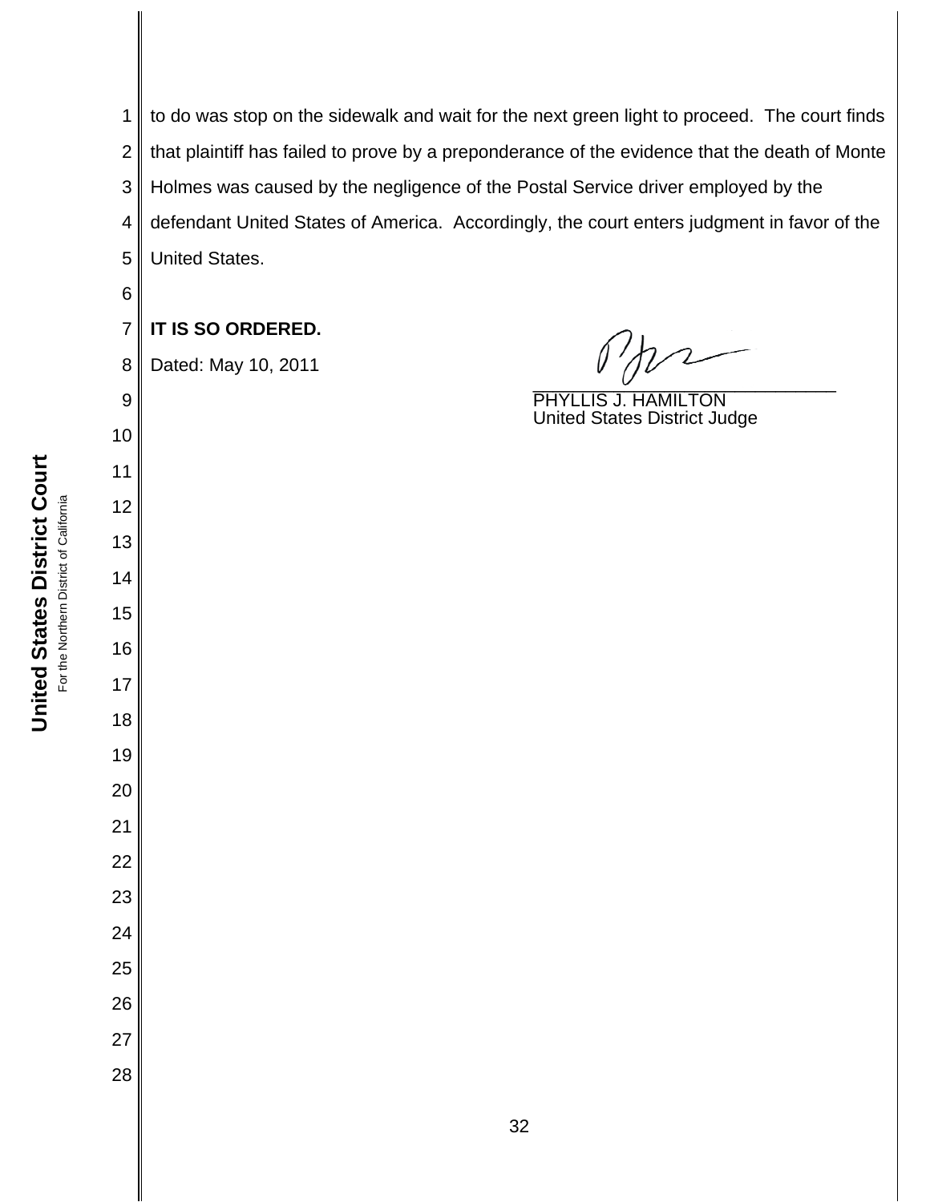to do was stop on the sidewalk and wait for the next green light to proceed. The court finds that plaintiff has failed to prove by a preponderance of the evidence that the death of Monte Holmes was caused by the negligence of the Postal Service driver employed by the defendant United States of America. Accordingly, the court enters judgment in favor of the United States.

**IT IS SO ORDERED.**

Dated: May 10, 2011

\_\_\_\_\_\_\_\_\_\_\_\_\_\_\_\_\_\_\_\_\_\_\_\_\_\_\_\_\_\_\_\_
PHYLLIS J. HAMILTON
United States District Judge